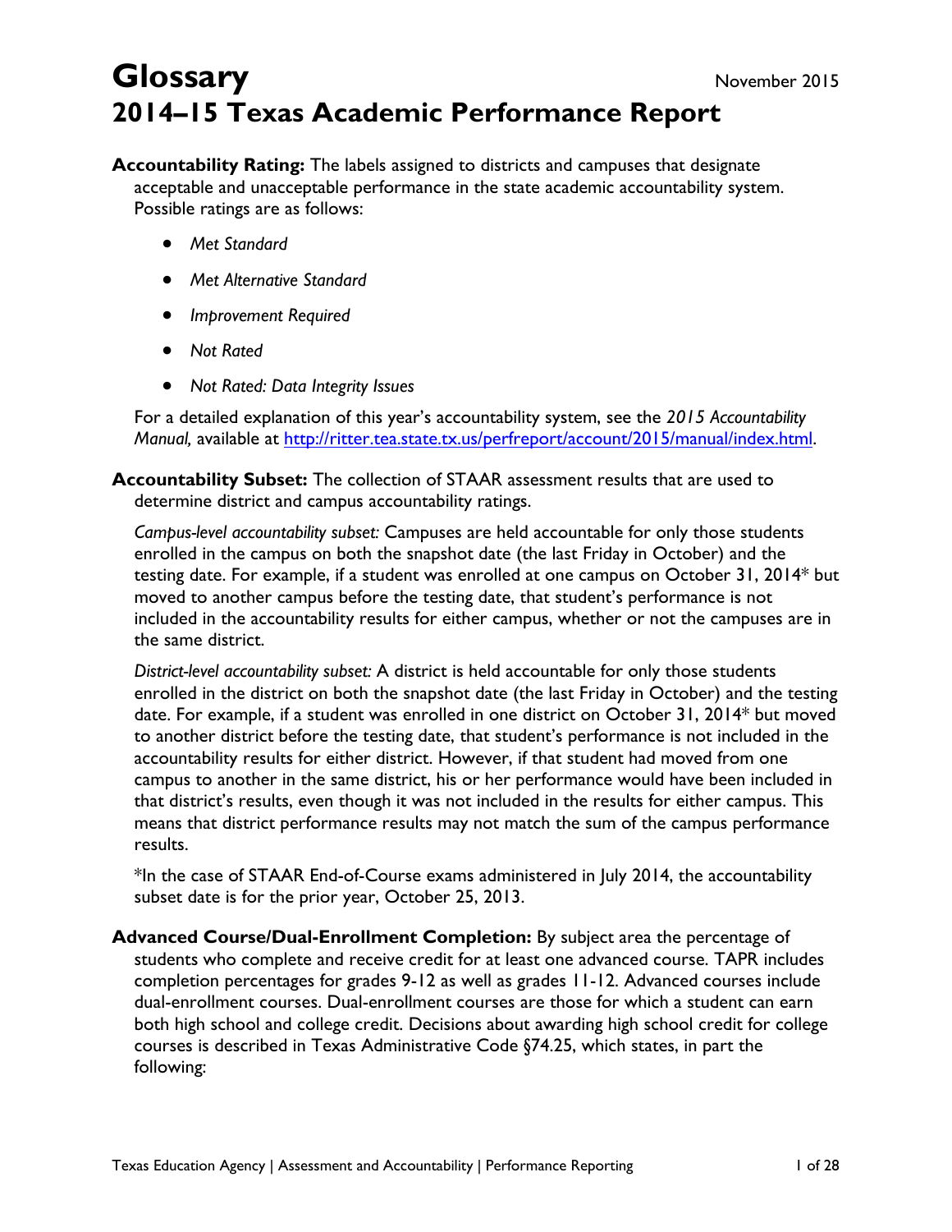# Glossary

November 2015

# 2014–15 Texas Academic Performance Report

**Accountability Rating:** The labels assigned to districts and campuses that designate acceptable and unacceptable performance in the state academic accountability system. Possible ratings are as follows:

- *Met Standard*
- *Met Alternative Standard*
- *Improvement Required*
- *Not Rated*
- *Not Rated: Data Integrity Issues*

For a detailed explanation of this year's accountability system, see the *2015 Accountability Manual,* available at http://ritter.tea.state.tx.us/perfreport/account/2015/manual/index.html.

**Accountability Subset:** The collection of STAAR assessment results that are used to determine district and campus accountability ratings.

*Campus-level accountability subset:* Campuses are held accountable for only those students enrolled in the campus on both the snapshot date (the last Friday in October) and the testing date. For example, if a student was enrolled at one campus on October 31, 2014* but moved to another campus before the testing date, that student's performance is not included in the accountability results for either campus, whether or not the campuses are in the same district.

*District-level accountability subset:* A district is held accountable for only those students enrolled in the district on both the snapshot date (the last Friday in October) and the testing date. For example, if a student was enrolled in one district on October 31, 2014* but moved to another district before the testing date, that student's performance is not included in the accountability results for either district. However, if that student had moved from one campus to another in the same district, his or her performance would have been included in that district's results, even though it was not included in the results for either campus. This means that district performance results may not match the sum of the campus performance results.

*In the case of STAAR End-of-Course exams administered in July 2014, the accountability subset date is for the prior year, October 25, 2013.

**Advanced Course/Dual-Enrollment Completion:** By subject area the percentage of students who complete and receive credit for at least one advanced course. TAPR includes completion percentages for grades 9-12 as well as grades 11-12. Advanced courses include dual-enrollment courses. Dual-enrollment courses are those for which a student can earn both high school and college credit. Decisions about awarding high school credit for college courses is described in Texas Administrative Code §74.25, which states, in part the following: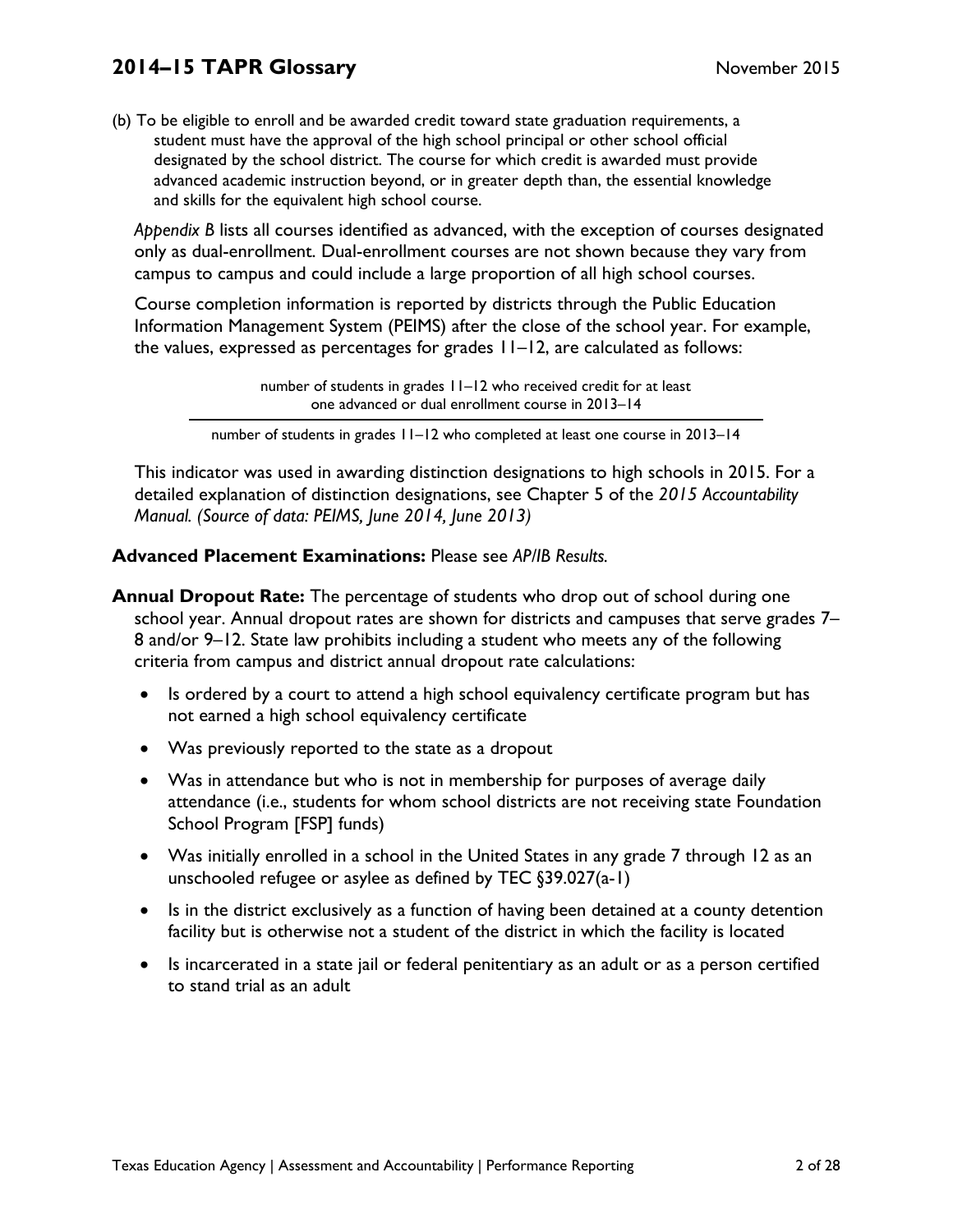(b) To be eligible to enroll and be awarded credit toward state graduation requirements, a student must have the approval of the high school principal or other school official designated by the school district. The course for which credit is awarded must provide advanced academic instruction beyond, or in greater depth than, the essential knowledge and skills for the equivalent high school course.

*Appendix B* lists all courses identified as advanced, with the exception of courses designated only as dual-enrollment. Dual-enrollment courses are not shown because they vary from campus to campus and could include a large proportion of all high school courses.

Course completion information is reported by districts through the Public Education Information Management System (PEIMS) after the close of the school year. For example, the values, expressed as percentages for grades 11–12, are calculated as follows:

$$\frac{\text{number of students in grades 11–12 who received credit for at least one advanced or dual enrollment course in 2013–14}}{\text{number of students in grades 11–12 who completed at least one course in 2013–14}}$$

This indicator was used in awarding distinction designations to high schools in 2015. For a detailed explanation of distinction designations, see Chapter 5 of the *2015 Accountability Manual. (Source of data: PEIMS, June 2014, June 2013)*

**Advanced Placement Examinations:** Please see *AP/IB Results.*

**Annual Dropout Rate:** The percentage of students who drop out of school during one school year. Annual dropout rates are shown for districts and campuses that serve grades 7–8 and/or 9–12. State law prohibits including a student who meets any of the following criteria from campus and district annual dropout rate calculations:

- Is ordered by a court to attend a high school equivalency certificate program but has not earned a high school equivalency certificate
- Was previously reported to the state as a dropout
- Was in attendance but who is not in membership for purposes of average daily attendance (i.e., students for whom school districts are not receiving state Foundation School Program [FSP] funds)
- Was initially enrolled in a school in the United States in any grade 7 through 12 as an unschooled refugee or asylee as defined by TEC §39.027(a-1)
- Is in the district exclusively as a function of having been detained at a county detention facility but is otherwise not a student of the district in which the facility is located
- Is incarcerated in a state jail or federal penitentiary as an adult or as a person certified to stand trial as an adult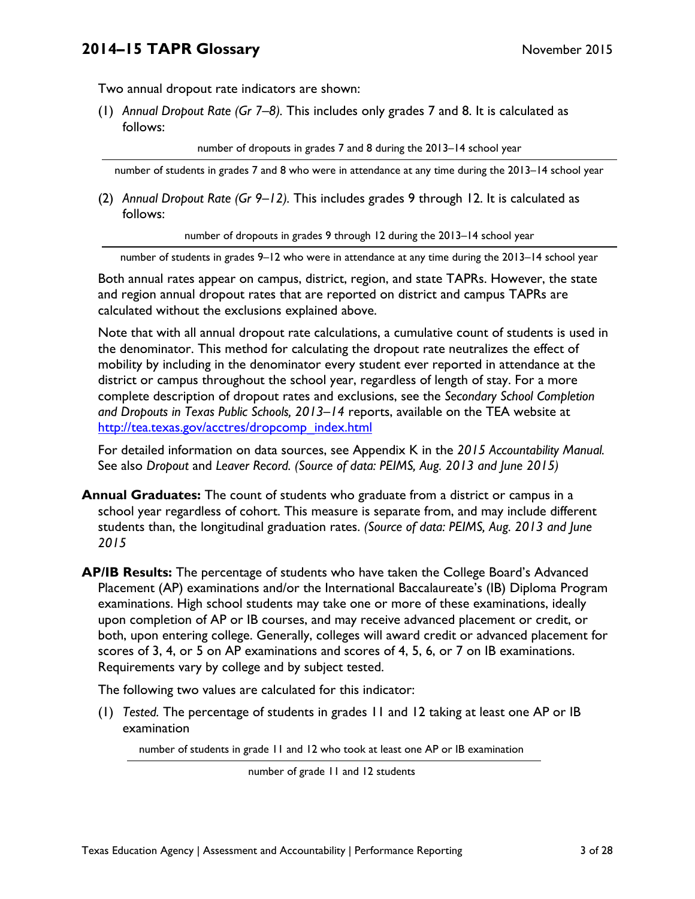Two annual dropout rate indicators are shown:

(1) *Annual Dropout Rate (Gr 7–8).* This includes only grades 7 and 8. It is calculated as follows:

$$\frac{\text{number of dropouts in grades 7 and 8 during the 2013–14 school year}}{\text{number of students in grades 7 and 8 who were in attendance at any time during the 2013–14 school year}}$$

(2) *Annual Dropout Rate (Gr 9–12).* This includes grades 9 through 12. It is calculated as follows:

$$\frac{\text{number of dropouts in grades 9 through 12 during the 2013–14 school year}}{\text{number of students in grades 9–12 who were in attendance at any time during the 2013–14 school year}}$$

Both annual rates appear on campus, district, region, and state TAPRs. However, the state and region annual dropout rates that are reported on district and campus TAPRs are calculated without the exclusions explained above.

Note that with all annual dropout rate calculations, a cumulative count of students is used in the denominator. This method for calculating the dropout rate neutralizes the effect of mobility by including in the denominator every student ever reported in attendance at the district or campus throughout the school year, regardless of length of stay. For a more complete description of dropout rates and exclusions, see the *Secondary School Completion and Dropouts in Texas Public Schools, 2013–14* reports, available on the TEA website at http://tea.texas.gov/acctres/dropcomp_index.html

For detailed information on data sources, see Appendix K in the *2015 Accountability Manual.* See also *Dropout* and *Leaver Record. (Source of data: PEIMS, Aug. 2013 and June 2015)*

**Annual Graduates:** The count of students who graduate from a district or campus in a school year regardless of cohort. This measure is separate from, and may include different students than, the longitudinal graduation rates. *(Source of data: PEIMS, Aug. 2013 and June 2015*

**AP/IB Results:** The percentage of students who have taken the College Board's Advanced Placement (AP) examinations and/or the International Baccalaureate's (IB) Diploma Program examinations. High school students may take one or more of these examinations, ideally upon completion of AP or IB courses, and may receive advanced placement or credit, or both, upon entering college. Generally, colleges will award credit or advanced placement for scores of 3, 4, or 5 on AP examinations and scores of 4, 5, 6, or 7 on IB examinations. Requirements vary by college and by subject tested.

The following two values are calculated for this indicator:

(1) *Tested.* The percentage of students in grades 11 and 12 taking at least one AP or IB examination

$$\frac{\text{number of students in grade 11 and 12 who took at least one AP or IB examination}}{\text{number of grade 11 and 12 students}}$$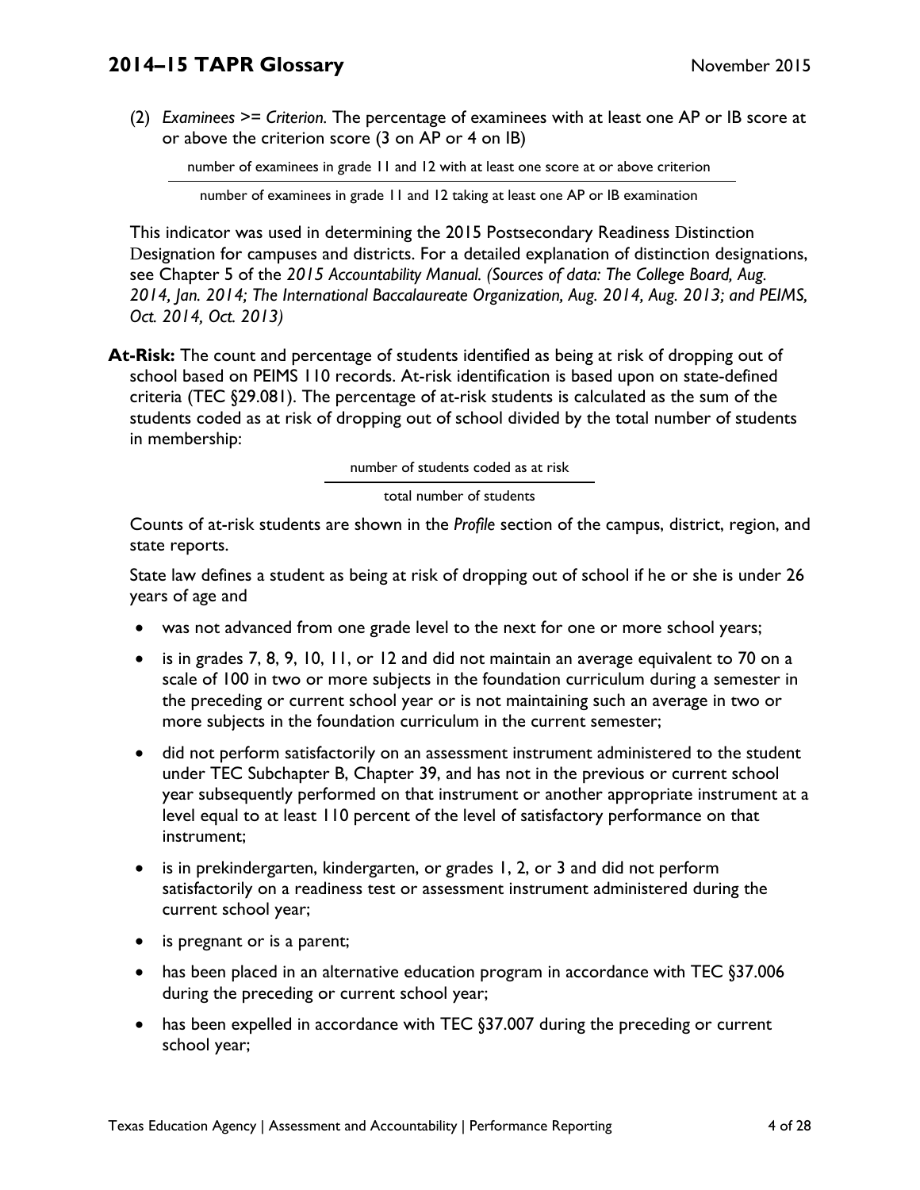(2) *Examinees >= Criterion.* The percentage of examinees with at least one AP or IB score at or above the criterion score (3 on AP or 4 on IB)

$$\frac{\text{number of examinees in grade 11 and 12 with at least one score at or above criterion}}{\text{number of examinees in grade 11 and 12 taking at least one AP or IB examination}}$$

This indicator was used in determining the 2015 Postsecondary Readiness Distinction Designation for campuses and districts. For a detailed explanation of distinction designations, see Chapter 5 of the *2015 Accountability Manual. (Sources of data: The College Board, Aug. 2014, Jan. 2014; The International Baccalaureate Organization, Aug. 2014, Aug. 2013; and PEIMS, Oct. 2014, Oct. 2013)*

**At-Risk:** The count and percentage of students identified as being at risk of dropping out of school based on PEIMS 110 records. At-risk identification is based upon on state-defined criteria (TEC §29.081). The percentage of at-risk students is calculated as the sum of the students coded as at risk of dropping out of school divided by the total number of students in membership:

$$\frac{\text{number of students coded as at risk}}{\text{total number of students}}$$

Counts of at-risk students are shown in the *Profile* section of the campus, district, region, and state reports.

State law defines a student as being at risk of dropping out of school if he or she is under 26 years of age and

- was not advanced from one grade level to the next for one or more school years;
- is in grades 7, 8, 9, 10, 11, or 12 and did not maintain an average equivalent to 70 on a scale of 100 in two or more subjects in the foundation curriculum during a semester in the preceding or current school year or is not maintaining such an average in two or more subjects in the foundation curriculum in the current semester;
- did not perform satisfactorily on an assessment instrument administered to the student under TEC Subchapter B, Chapter 39, and has not in the previous or current school year subsequently performed on that instrument or another appropriate instrument at a level equal to at least 110 percent of the level of satisfactory performance on that instrument;
- is in prekindergarten, kindergarten, or grades 1, 2, or 3 and did not perform satisfactorily on a readiness test or assessment instrument administered during the current school year;
- is pregnant or is a parent;
- has been placed in an alternative education program in accordance with TEC §37.006 during the preceding or current school year;
- has been expelled in accordance with TEC §37.007 during the preceding or current school year;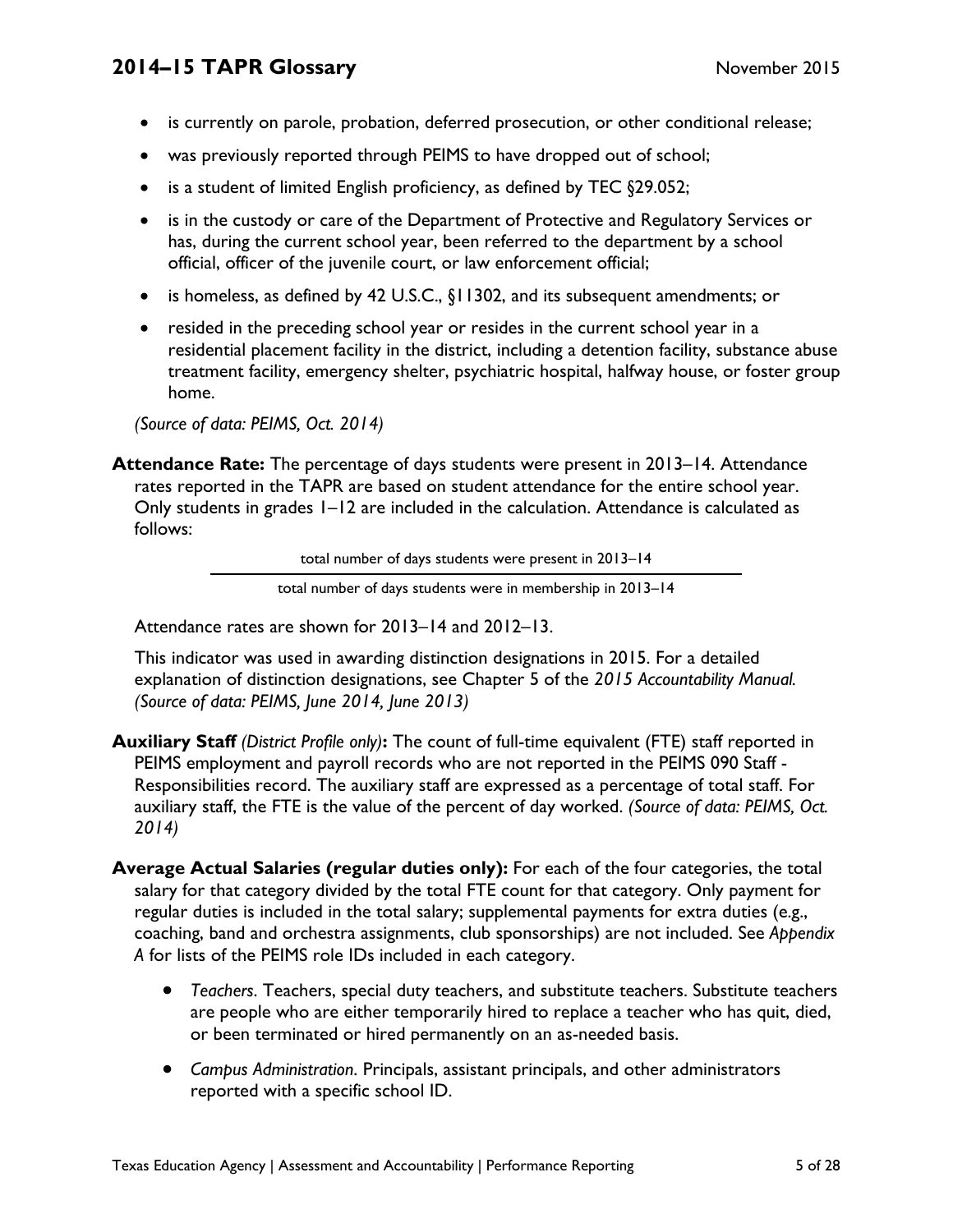- is currently on parole, probation, deferred prosecution, or other conditional release;
- was previously reported through PEIMS to have dropped out of school;
- is a student of limited English proficiency, as defined by TEC §29.052;
- is in the custody or care of the Department of Protective and Regulatory Services or has, during the current school year, been referred to the department by a school official, officer of the juvenile court, or law enforcement official;
- is homeless, as defined by 42 U.S.C., §11302, and its subsequent amendments; or
- resided in the preceding school year or resides in the current school year in a residential placement facility in the district, including a detention facility, substance abuse treatment facility, emergency shelter, psychiatric hospital, halfway house, or foster group home.

*(Source of data: PEIMS, Oct. 2014)*

**Attendance Rate:** The percentage of days students were present in 2013–14. Attendance rates reported in the TAPR are based on student attendance for the entire school year. Only students in grades 1–12 are included in the calculation. Attendance is calculated as follows:

$$\frac{\text{total number of days students were present in 2013–14}}{\text{total number of days students were in membership in 2013–14}}$$

Attendance rates are shown for 2013–14 and 2012–13.

This indicator was used in awarding distinction designations in 2015. For a detailed explanation of distinction designations, see Chapter 5 of the *2015 Accountability Manual. (Source of data: PEIMS, June 2014, June 2013)*

**Auxiliary Staff** *(District Profile only)***:** The count of full-time equivalent (FTE) staff reported in PEIMS employment and payroll records who are not reported in the PEIMS 090 Staff - Responsibilities record. The auxiliary staff are expressed as a percentage of total staff. For auxiliary staff, the FTE is the value of the percent of day worked. *(Source of data: PEIMS, Oct. 2014)*

**Average Actual Salaries (regular duties only):** For each of the four categories, the total salary for that category divided by the total FTE count for that category. Only payment for regular duties is included in the total salary; supplemental payments for extra duties (e.g., coaching, band and orchestra assignments, club sponsorships) are not included. See *Appendix A* for lists of the PEIMS role IDs included in each category.

- *Teachers*. Teachers, special duty teachers, and substitute teachers. Substitute teachers are people who are either temporarily hired to replace a teacher who has quit, died, or been terminated or hired permanently on an as-needed basis.
- *Campus Administration*. Principals, assistant principals, and other administrators reported with a specific school ID.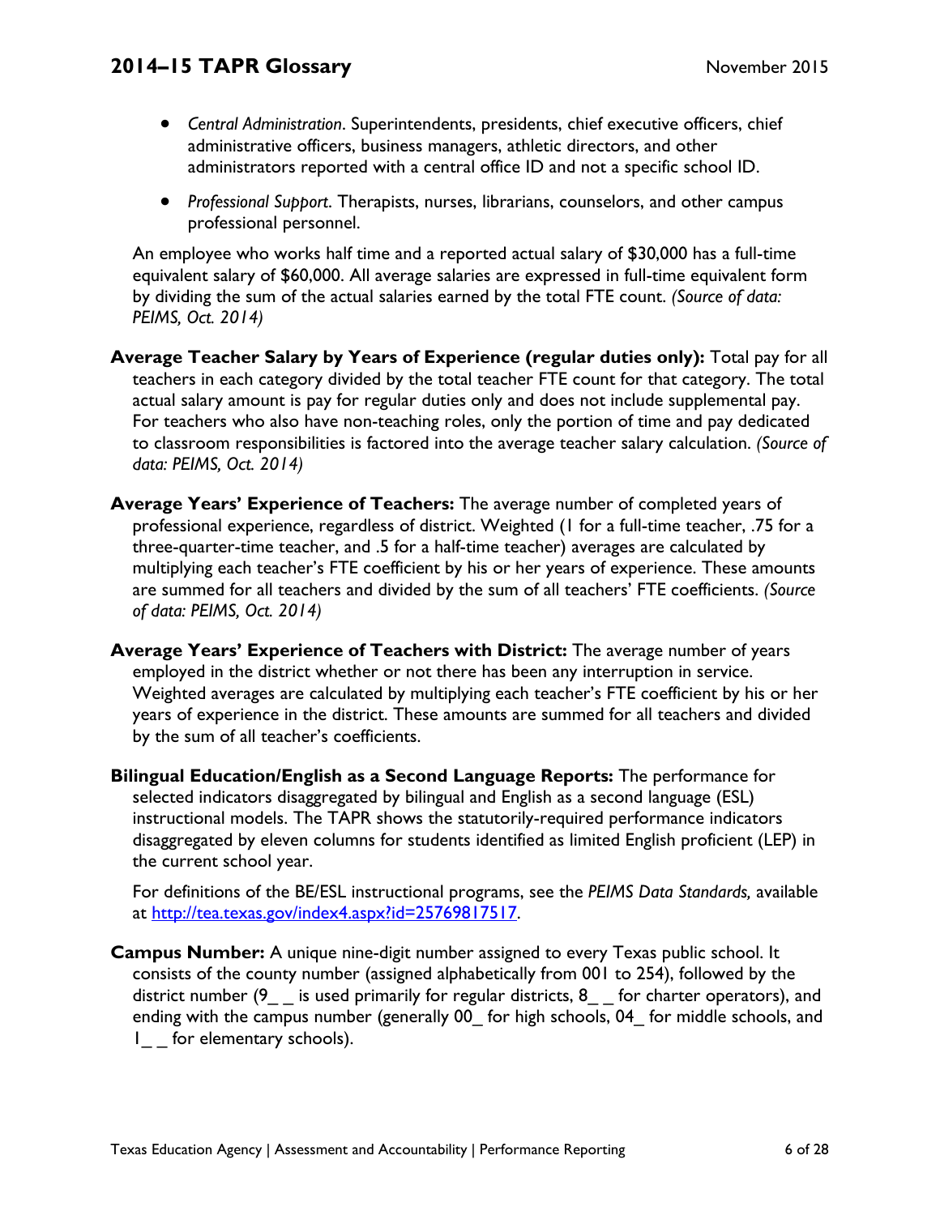- *Central Administration*. Superintendents, presidents, chief executive officers, chief administrative officers, business managers, athletic directors, and other administrators reported with a central office ID and not a specific school ID.
- *Professional Support*. Therapists, nurses, librarians, counselors, and other campus professional personnel.

An employee who works half time and a reported actual salary of $30,000 has a full-time equivalent salary of $60,000. All average salaries are expressed in full-time equivalent form by dividing the sum of the actual salaries earned by the total FTE count. *(Source of data: PEIMS, Oct. 2014)*

**Average Teacher Salary by Years of Experience (regular duties only):** Total pay for all teachers in each category divided by the total teacher FTE count for that category. The total actual salary amount is pay for regular duties only and does not include supplemental pay. For teachers who also have non-teaching roles, only the portion of time and pay dedicated to classroom responsibilities is factored into the average teacher salary calculation. *(Source of data: PEIMS, Oct. 2014)*

**Average Years' Experience of Teachers:** The average number of completed years of professional experience, regardless of district. Weighted (1 for a full-time teacher, .75 for a three-quarter-time teacher, and .5 for a half-time teacher) averages are calculated by multiplying each teacher's FTE coefficient by his or her years of experience. These amounts are summed for all teachers and divided by the sum of all teachers' FTE coefficients. *(Source of data: PEIMS, Oct. 2014)*

**Average Years' Experience of Teachers with District:** The average number of years employed in the district whether or not there has been any interruption in service. Weighted averages are calculated by multiplying each teacher's FTE coefficient by his or her years of experience in the district. These amounts are summed for all teachers and divided by the sum of all teacher's coefficients.

**Bilingual Education/English as a Second Language Reports:** The performance for selected indicators disaggregated by bilingual and English as a second language (ESL) instructional models. The TAPR shows the statutorily-required performance indicators disaggregated by eleven columns for students identified as limited English proficient (LEP) in the current school year.

For definitions of the BE/ESL instructional programs, see the *PEIMS Data Standards,* available at http://tea.texas.gov/index4.aspx?id=25769817517.

**Campus Number:** A unique nine-digit number assigned to every Texas public school. It consists of the county number (assigned alphabetically from 001 to 254), followed by the district number (9_ _ is used primarily for regular districts, 8_ _ for charter operators), and ending with the campus number (generally 00_ for high schools, 04_ for middle schools, and 1_ _ for elementary schools).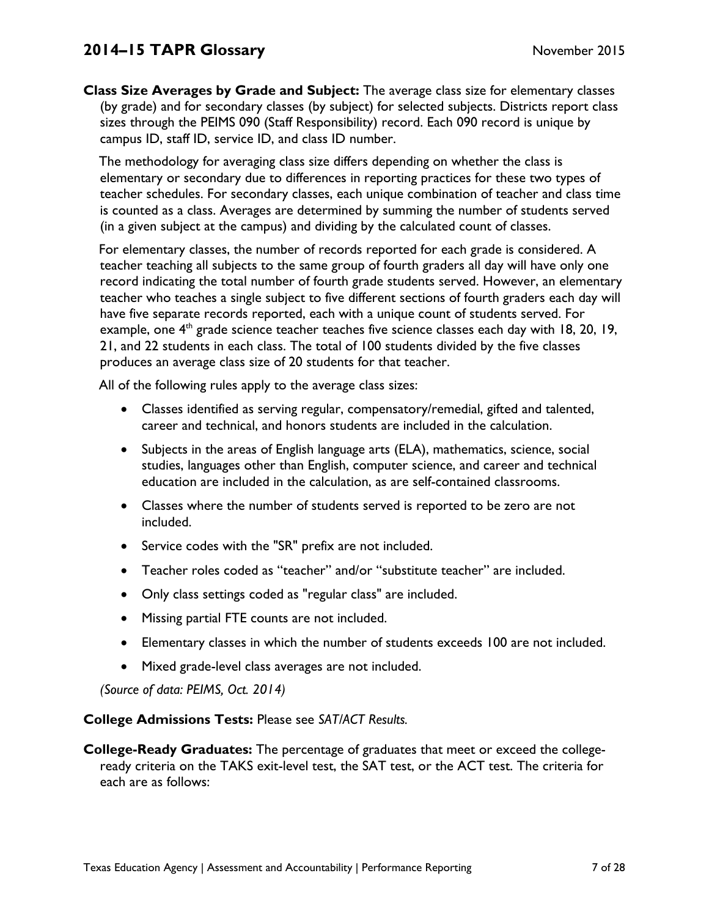**Class Size Averages by Grade and Subject:** The average class size for elementary classes (by grade) and for secondary classes (by subject) for selected subjects. Districts report class sizes through the PEIMS 090 (Staff Responsibility) record. Each 090 record is unique by campus ID, staff ID, service ID, and class ID number.

The methodology for averaging class size differs depending on whether the class is elementary or secondary due to differences in reporting practices for these two types of teacher schedules. For secondary classes, each unique combination of teacher and class time is counted as a class. Averages are determined by summing the number of students served (in a given subject at the campus) and dividing by the calculated count of classes.

For elementary classes, the number of records reported for each grade is considered. A teacher teaching all subjects to the same group of fourth graders all day will have only one record indicating the total number of fourth grade students served. However, an elementary teacher who teaches a single subject to five different sections of fourth graders each day will have five separate records reported, each with a unique count of students served. For example, one 4th grade science teacher teaches five science classes each day with 18, 20, 19, 21, and 22 students in each class. The total of 100 students divided by the five classes produces an average class size of 20 students for that teacher.

All of the following rules apply to the average class sizes:

- Classes identified as serving regular, compensatory/remedial, gifted and talented, career and technical, and honors students are included in the calculation.
- Subjects in the areas of English language arts (ELA), mathematics, science, social studies, languages other than English, computer science, and career and technical education are included in the calculation, as are self-contained classrooms.
- Classes where the number of students served is reported to be zero are not included.
- Service codes with the "SR" prefix are not included.
- Teacher roles coded as "teacher" and/or "substitute teacher" are included.
- Only class settings coded as "regular class" are included.
- Missing partial FTE counts are not included.
- Elementary classes in which the number of students exceeds 100 are not included.
- Mixed grade-level class averages are not included.

*(Source of data: PEIMS, Oct. 2014)*

**College Admissions Tests:** Please see *SAT/ACT Results.*

**College-Ready Graduates:** The percentage of graduates that meet or exceed the college-ready criteria on the TAKS exit-level test, the SAT test, or the ACT test. The criteria for each are as follows: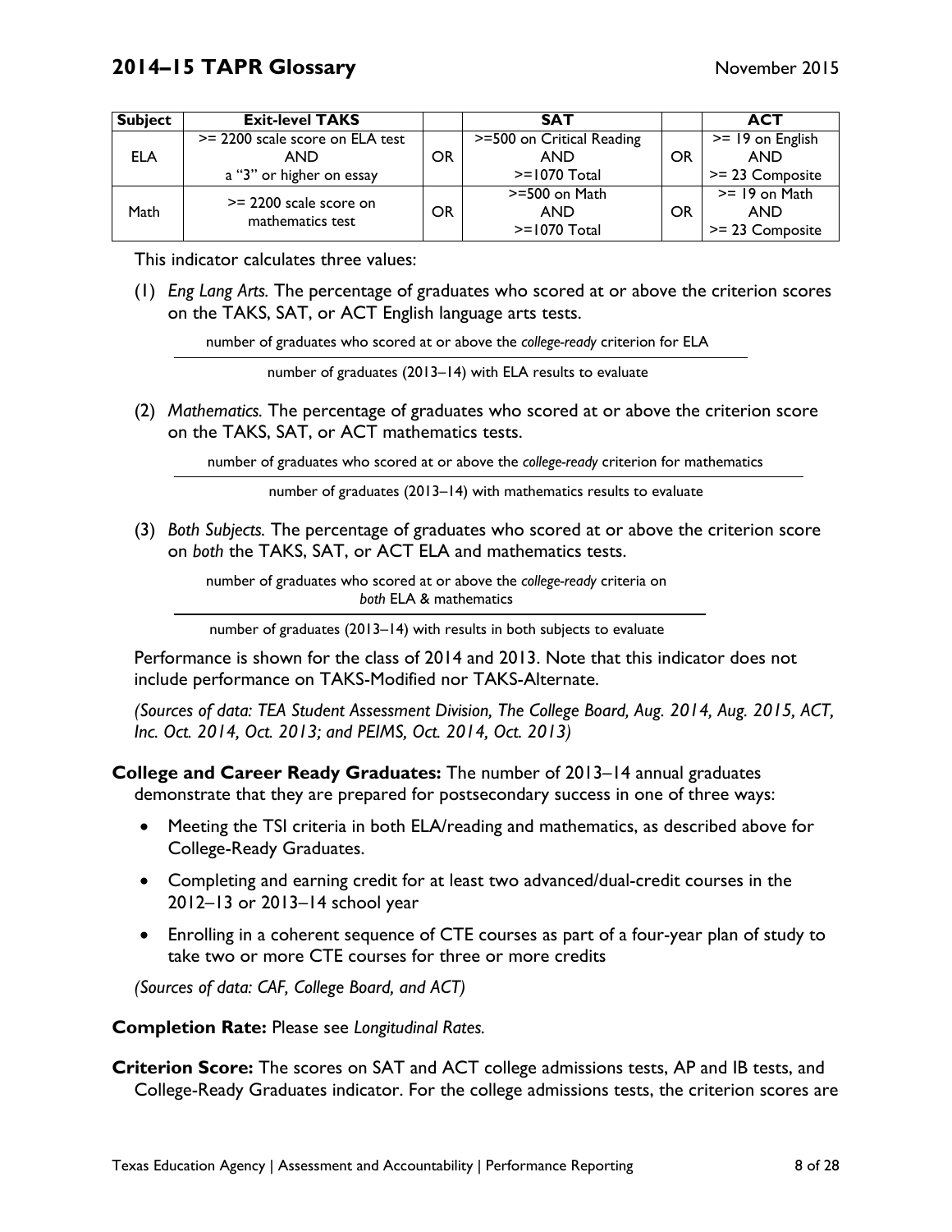| Subject | Exit-level TAKS | | SAT | | ACT |
|---|---|---|---|---|---|
| ELA | >= 2200 scale score on ELA test AND a "3" or higher on essay | OR | >=500 on Critical Reading AND >=1070 Total | OR | >= 19 on English AND >= 23 Composite |
| Math | >= 2200 scale score on mathematics test | OR | >=500 on Math AND >=1070 Total | OR | >= 19 on Math AND >= 23 Composite |

This indicator calculates three values:

(1) *Eng Lang Arts.* The percentage of graduates who scored at or above the criterion scores on the TAKS, SAT, or ACT English language arts tests.

$$\frac{\text{number of graduates who scored at or above the } \textit{college-ready} \text{ criterion for ELA}}{\text{number of graduates (2013–14) with ELA results to evaluate}}$$

(2) *Mathematics.* The percentage of graduates who scored at or above the criterion score on the TAKS, SAT, or ACT mathematics tests.

$$\frac{\text{number of graduates who scored at or above the } \textit{college-ready} \text{ criterion for mathematics}}{\text{number of graduates (2013–14) with mathematics results to evaluate}}$$

(3) *Both Subjects.* The percentage of graduates who scored at or above the criterion score on *both* the TAKS, SAT, or ACT ELA and mathematics tests.

$$\frac{\text{number of graduates who scored at or above the } \textit{college-ready} \text{ criteria on } \textit{both} \text{ ELA \& mathematics}}{\text{number of graduates (2013–14) with results in both subjects to evaluate}}$$

Performance is shown for the class of 2014 and 2013. Note that this indicator does not include performance on TAKS-Modified nor TAKS-Alternate.

*(Sources of data: TEA Student Assessment Division, The College Board, Aug. 2014, Aug. 2015, ACT, Inc. Oct. 2014, Oct. 2013; and PEIMS, Oct. 2014, Oct. 2013)*

**College and Career Ready Graduates:** The number of 2013–14 annual graduates demonstrate that they are prepared for postsecondary success in one of three ways:

- Meeting the TSI criteria in both ELA/reading and mathematics, as described above for College-Ready Graduates.
- Completing and earning credit for at least two advanced/dual-credit courses in the 2012–13 or 2013–14 school year
- Enrolling in a coherent sequence of CTE courses as part of a four-year plan of study to take two or more CTE courses for three or more credits

*(Sources of data: CAF, College Board, and ACT)*

**Completion Rate:** Please see *Longitudinal Rates.*

**Criterion Score:** The scores on SAT and ACT college admissions tests, AP and IB tests, and College-Ready Graduates indicator. For the college admissions tests, the criterion scores are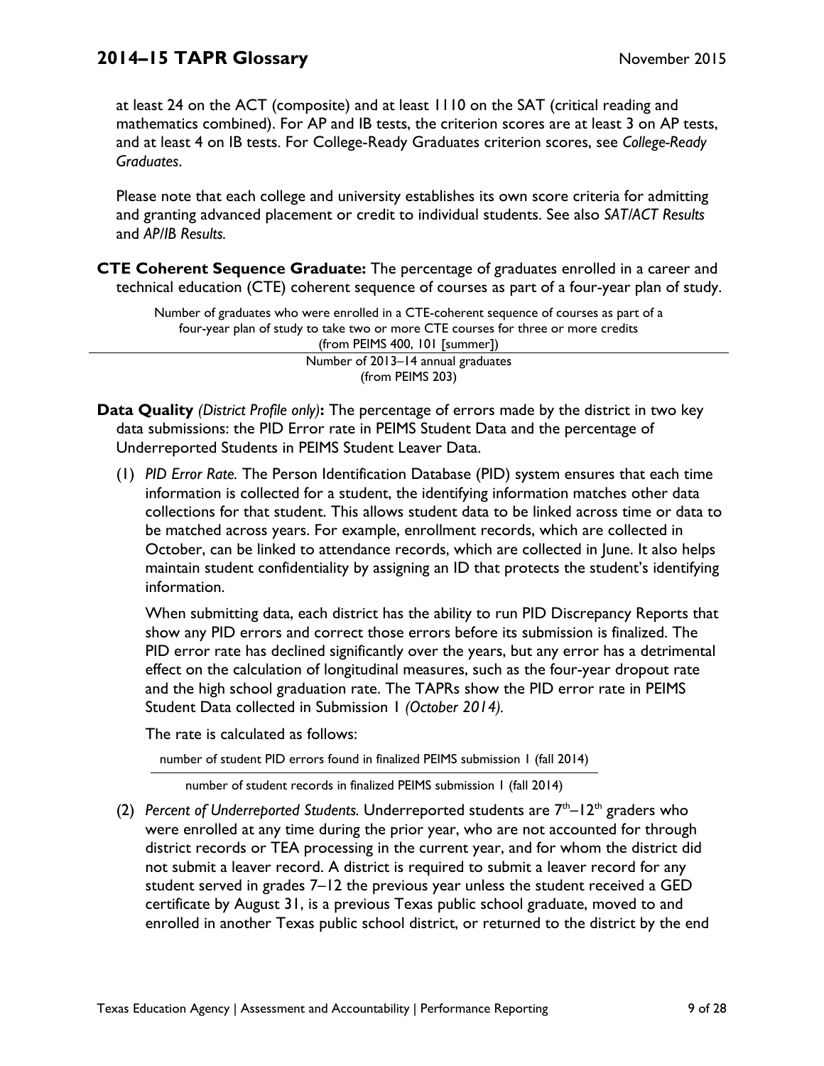at least 24 on the ACT (composite) and at least 1110 on the SAT (critical reading and mathematics combined). For AP and IB tests, the criterion scores are at least 3 on AP tests, and at least 4 on IB tests. For College-Ready Graduates criterion scores, see *College-Ready Graduates*.

Please note that each college and university establishes its own score criteria for admitting and granting advanced placement or credit to individual students. See also *SAT/ACT Results* and *AP/IB Results.*

**CTE Coherent Sequence Graduate:** The percentage of graduates enrolled in a career and technical education (CTE) coherent sequence of courses as part of a four-year plan of study.

$$\frac{\text{Number of graduates who were enrolled in a CTE-coherent sequence of courses as part of a four-year plan of study to take two or more CTE courses for three or more credits (from PEIMS 400, 101 [summer])}}{\text{Number of 2013–14 annual graduates (from PEIMS 203)}}$$

**Data Quality** *(District Profile only)***:** The percentage of errors made by the district in two key data submissions: the PID Error rate in PEIMS Student Data and the percentage of Underreported Students in PEIMS Student Leaver Data.

(1) *PID Error Rate.* The Person Identification Database (PID) system ensures that each time information is collected for a student, the identifying information matches other data collections for that student. This allows student data to be linked across time or data to be matched across years. For example, enrollment records, which are collected in October, can be linked to attendance records, which are collected in June. It also helps maintain student confidentiality by assigning an ID that protects the student's identifying information.

When submitting data, each district has the ability to run PID Discrepancy Reports that show any PID errors and correct those errors before its submission is finalized. The PID error rate has declined significantly over the years, but any error has a detrimental effect on the calculation of longitudinal measures, such as the four-year dropout rate and the high school graduation rate. The TAPRs show the PID error rate in PEIMS Student Data collected in Submission 1 *(October 2014).*

The rate is calculated as follows:

$$\frac{\text{number of student PID errors found in finalized PEIMS submission 1 (fall 2014)}}{\text{number of student records in finalized PEIMS submission 1 (fall 2014)}}$$

(2) *Percent of Underreported Students.* Underreported students are 7th–12th graders who were enrolled at any time during the prior year, who are not accounted for through district records or TEA processing in the current year, and for whom the district did not submit a leaver record. A district is required to submit a leaver record for any student served in grades 7–12 the previous year unless the student received a GED certificate by August 31, is a previous Texas public school graduate, moved to and enrolled in another Texas public school district, or returned to the district by the end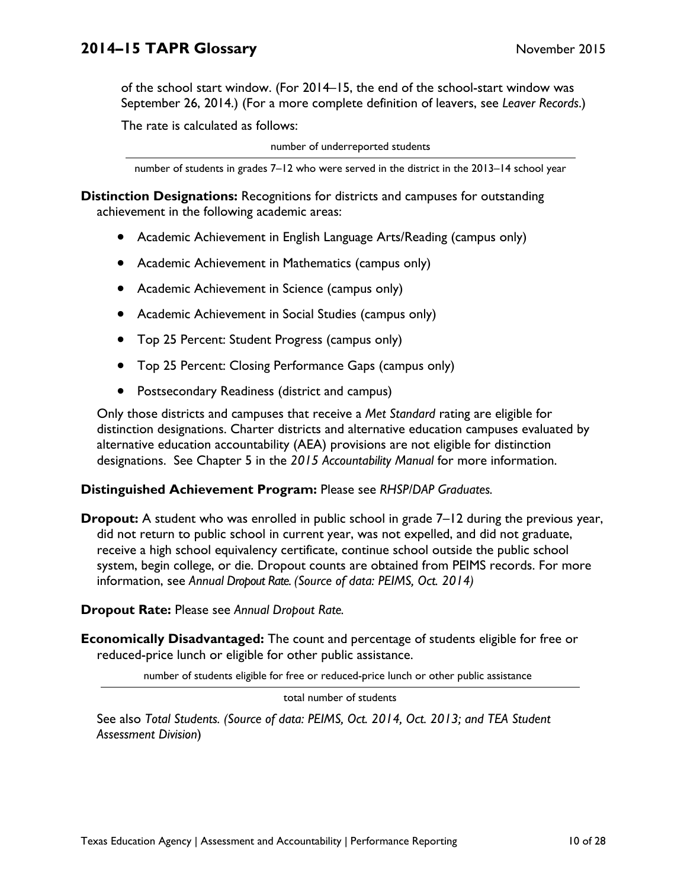of the school start window. (For 2014–15, the end of the school-start window was September 26, 2014.) (For a more complete definition of leavers, see *Leaver Records*.)

The rate is calculated as follows:

$$\frac{\text{number of underreported students}}{\text{number of students in grades 7–12 who were served in the district in the 2013–14 school year}}$$

**Distinction Designations:** Recognitions for districts and campuses for outstanding achievement in the following academic areas:

- Academic Achievement in English Language Arts/Reading (campus only)
- Academic Achievement in Mathematics (campus only)
- Academic Achievement in Science (campus only)
- Academic Achievement in Social Studies (campus only)
- Top 25 Percent: Student Progress (campus only)
- Top 25 Percent: Closing Performance Gaps (campus only)
- Postsecondary Readiness (district and campus)

Only those districts and campuses that receive a *Met Standard* rating are eligible for distinction designations. Charter districts and alternative education campuses evaluated by alternative education accountability (AEA) provisions are not eligible for distinction designations. See Chapter 5 in the *2015 Accountability Manual* for more information.

**Distinguished Achievement Program:** Please see *RHSP/DAP Graduates.*

**Dropout:** A student who was enrolled in public school in grade 7–12 during the previous year, did not return to public school in current year, was not expelled, and did not graduate, receive a high school equivalency certificate, continue school outside the public school system, begin college, or die. Dropout counts are obtained from PEIMS records. For more information, see *Annual Dropout Rate. (Source of data: PEIMS, Oct. 2014)*

**Dropout Rate:** Please see *Annual Dropout Rate.*

**Economically Disadvantaged:** The count and percentage of students eligible for free or reduced-price lunch or eligible for other public assistance.

$$\frac{\text{number of students eligible for free or reduced-price lunch or other public assistance}}{\text{total number of students}}$$

See also *Total Students. (Source of data: PEIMS, Oct. 2014, Oct. 2013; and TEA Student Assessment Division*)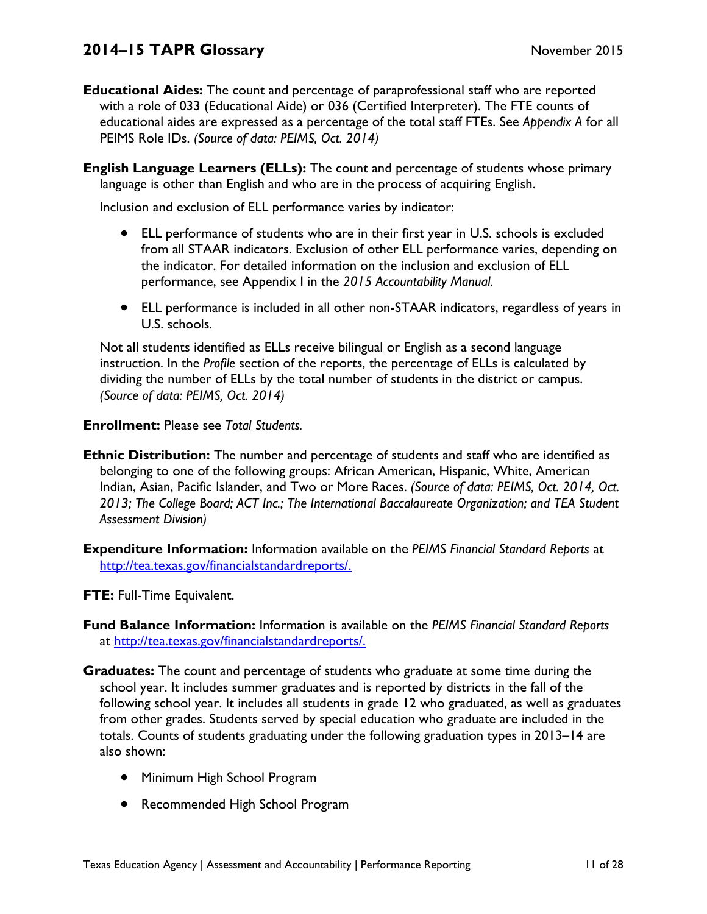**Educational Aides:** The count and percentage of paraprofessional staff who are reported with a role of 033 (Educational Aide) or 036 (Certified Interpreter). The FTE counts of educational aides are expressed as a percentage of the total staff FTEs. See *Appendix A* for all PEIMS Role IDs. *(Source of data: PEIMS, Oct. 2014)*

**English Language Learners (ELLs):** The count and percentage of students whose primary language is other than English and who are in the process of acquiring English.

Inclusion and exclusion of ELL performance varies by indicator:

- ELL performance of students who are in their first year in U.S. schools is excluded from all STAAR indicators. Exclusion of other ELL performance varies, depending on the indicator. For detailed information on the inclusion and exclusion of ELL performance, see Appendix I in the *2015 Accountability Manual.*
- ELL performance is included in all other non-STAAR indicators, regardless of years in U.S. schools.

Not all students identified as ELLs receive bilingual or English as a second language instruction. In the *Profile* section of the reports, the percentage of ELLs is calculated by dividing the number of ELLs by the total number of students in the district or campus. *(Source of data: PEIMS, Oct. 2014)*

**Enrollment:** Please see *Total Students.*

**Ethnic Distribution:** The number and percentage of students and staff who are identified as belonging to one of the following groups: African American, Hispanic, White, American Indian, Asian, Pacific Islander, and Two or More Races. *(Source of data: PEIMS, Oct. 2014, Oct. 2013; The College Board; ACT Inc.; The International Baccalaureate Organization; and TEA Student Assessment Division)*

**Expenditure Information:** Information available on the *PEIMS Financial Standard Reports* at http://tea.texas.gov/financialstandardreports/.

**FTE:** Full-Time Equivalent.

**Fund Balance Information:** Information is available on the *PEIMS Financial Standard Reports* at http://tea.texas.gov/financialstandardreports/.

**Graduates:** The count and percentage of students who graduate at some time during the school year. It includes summer graduates and is reported by districts in the fall of the following school year. It includes all students in grade 12 who graduated, as well as graduates from other grades. Students served by special education who graduate are included in the totals. Counts of students graduating under the following graduation types in 2013–14 are also shown:

- Minimum High School Program
- Recommended High School Program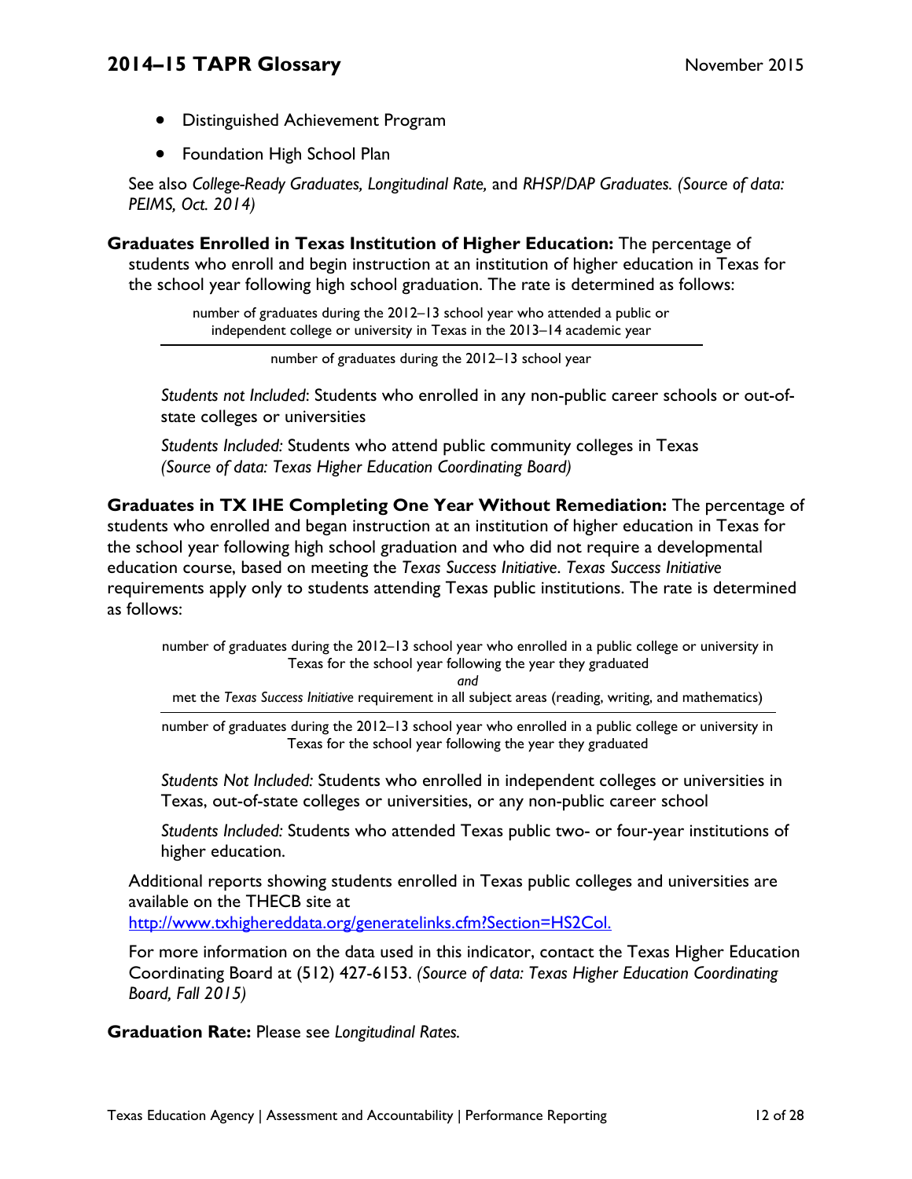- Distinguished Achievement Program
- Foundation High School Plan

See also *College-Ready Graduates, Longitudinal Rate,* and *RHSP/DAP Graduates. (Source of data: PEIMS, Oct. 2014)*

**Graduates Enrolled in Texas Institution of Higher Education:** The percentage of students who enroll and begin instruction at an institution of higher education in Texas for the school year following high school graduation. The rate is determined as follows:

$$\frac{\text{number of graduates during the 2012–13 school year who attended a public or independent college or university in Texas in the 2013–14 academic year}}{\text{number of graduates during the 2012–13 school year}}$$

*Students not Included*: Students who enrolled in any non-public career schools or out-of-state colleges or universities

*Students Included:* Students who attend public community colleges in Texas *(Source of data: Texas Higher Education Coordinating Board)*

**Graduates in TX IHE Completing One Year Without Remediation:** The percentage of students who enrolled and began instruction at an institution of higher education in Texas for the school year following high school graduation and who did not require a developmental education course, based on meeting the *Texas Success Initiative*. *Texas Success Initiative* requirements apply only to students attending Texas public institutions. The rate is determined as follows:

$$\frac{\text{number of graduates during the 2012–13 school year who enrolled in a public college or university in Texas for the school year following the year they graduated } \textit{and} \text{ met the Texas Success Initiative requirement in all subject areas (reading, writing, and mathematics)}}{\text{number of graduates during the 2012–13 school year who enrolled in a public college or university in Texas for the school year following the year they graduated}}$$

*Students Not Included:* Students who enrolled in independent colleges or universities in Texas, out-of-state colleges or universities, or any non-public career school

*Students Included:* Students who attended Texas public two- or four-year institutions of higher education.

Additional reports showing students enrolled in Texas public colleges and universities are available on the THECB site at http://www.txhighereddata.org/generatelinks.cfm?Section=HS2Col.

For more information on the data used in this indicator, contact the Texas Higher Education Coordinating Board at (512) 427-6153. *(Source of data: Texas Higher Education Coordinating Board, Fall 2015)*

**Graduation Rate:** Please see *Longitudinal Rates.*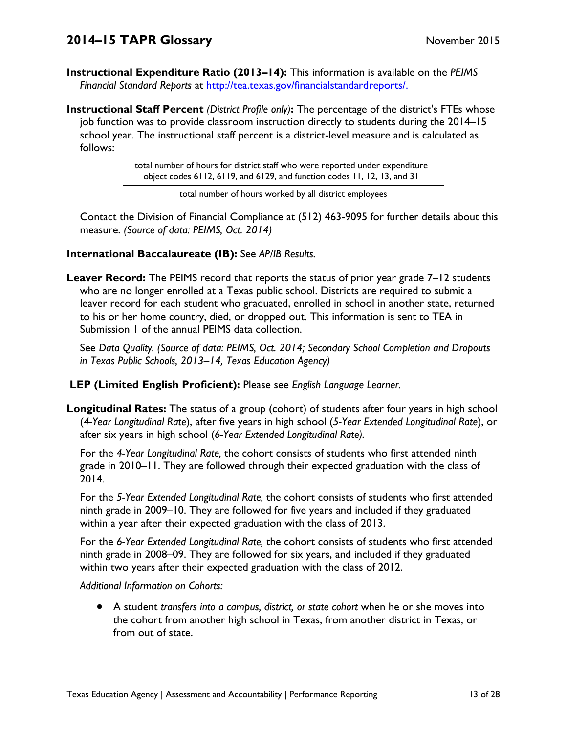**Instructional Expenditure Ratio (2013–14):** This information is available on the *PEIMS Financial Standard Reports* at http://tea.texas.gov/financialstandardreports/.

**Instructional Staff Percent** *(District Profile only)***:** The percentage of the district's FTEs whose job function was to provide classroom instruction directly to students during the 2014–15 school year. The instructional staff percent is a district-level measure and is calculated as follows:

$$\frac{\text{total number of hours for district staff who were reported under expenditure object codes 6112, 6119, and 6129, and function codes 11, 12, 13, and 31}}{\text{total number of hours worked by all district employees}}$$

Contact the Division of Financial Compliance at (512) 463-9095 for further details about this measure. *(Source of data: PEIMS, Oct. 2014)*

**International Baccalaureate (IB):** See *AP/IB Results.*

**Leaver Record:** The PEIMS record that reports the status of prior year grade 7–12 students who are no longer enrolled at a Texas public school. Districts are required to submit a leaver record for each student who graduated, enrolled in school in another state, returned to his or her home country, died, or dropped out. This information is sent to TEA in Submission 1 of the annual PEIMS data collection.

See *Data Quality. (Source of data: PEIMS, Oct. 2014; Secondary School Completion and Dropouts in Texas Public Schools, 2013–14, Texas Education Agency)*

**LEP (Limited English Proficient):** Please see *English Language Learner.*

**Longitudinal Rates:** The status of a group (cohort) of students after four years in high school (*4-Year Longitudinal Rate*), after five years in high school (*5-Year Extended Longitudinal Rate*), or after six years in high school (*6-Year Extended Longitudinal Rate).*

For the *4-Year Longitudinal Rate,* the cohort consists of students who first attended ninth grade in 2010–11. They are followed through their expected graduation with the class of 2014.

For the *5-Year Extended Longitudinal Rate,* the cohort consists of students who first attended ninth grade in 2009–10. They are followed for five years and included if they graduated within a year after their expected graduation with the class of 2013.

For the *6-Year Extended Longitudinal Rate,* the cohort consists of students who first attended ninth grade in 2008–09. They are followed for six years, and included if they graduated within two years after their expected graduation with the class of 2012.

*Additional Information on Cohorts:*

- A student *transfers into a campus, district, or state cohort* when he or she moves into the cohort from another high school in Texas, from another district in Texas, or from out of state.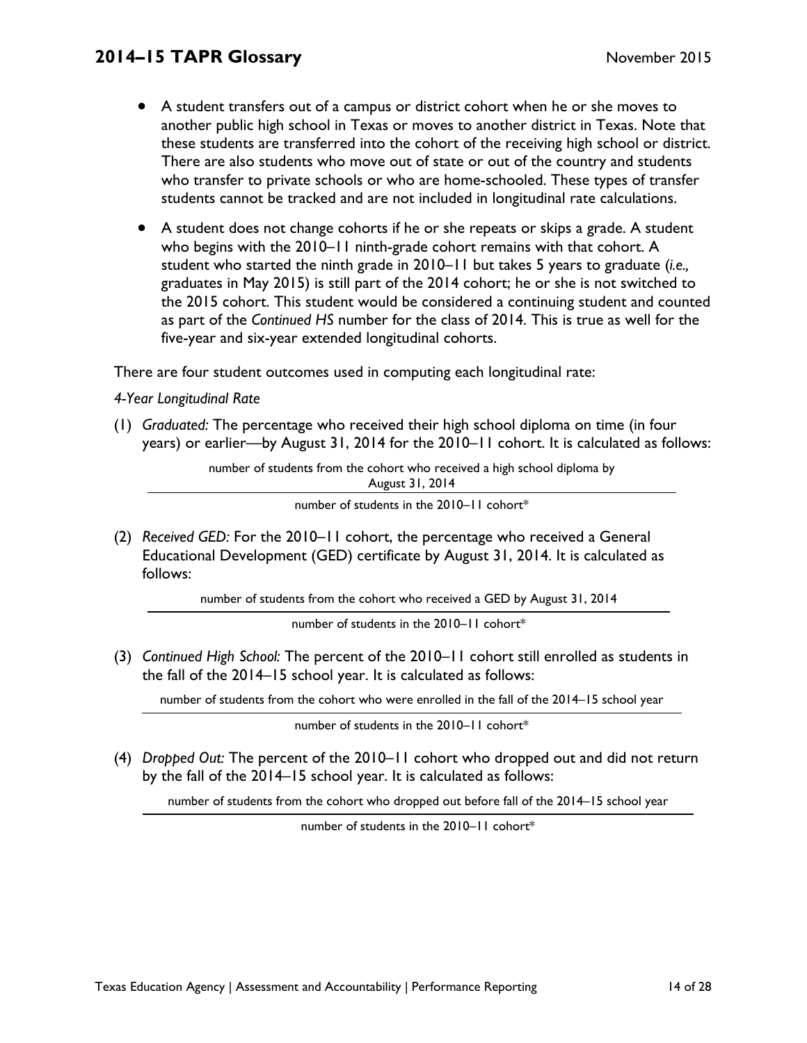- A student transfers out of a campus or district cohort when he or she moves to another public high school in Texas or moves to another district in Texas. Note that these students are transferred into the cohort of the receiving high school or district. There are also students who move out of state or out of the country and students who transfer to private schools or who are home-schooled. These types of transfer students cannot be tracked and are not included in longitudinal rate calculations.
- A student does not change cohorts if he or she repeats or skips a grade. A student who begins with the 2010–11 ninth-grade cohort remains with that cohort. A student who started the ninth grade in 2010–11 but takes 5 years to graduate (*i.e.,* graduates in May 2015) is still part of the 2014 cohort; he or she is not switched to the 2015 cohort. This student would be considered a continuing student and counted as part of the *Continued HS* number for the class of 2014. This is true as well for the five-year and six-year extended longitudinal cohorts.

There are four student outcomes used in computing each longitudinal rate:

*4-Year Longitudinal Rate*

(1) *Graduated:* The percentage who received their high school diploma on time (in four years) or earlier—by August 31, 2014 for the 2010–11 cohort. It is calculated as follows:

$$\frac{\text{number of students from the cohort who received a high school diploma by August 31, 2014}}{\text{number of students in the 2010–11 cohort*}}$$

(2) *Received GED:* For the 2010–11 cohort, the percentage who received a General Educational Development (GED) certificate by August 31, 2014. It is calculated as follows:

$$\frac{\text{number of students from the cohort who received a GED by August 31, 2014}}{\text{number of students in the 2010–11 cohort*}}$$

(3) *Continued High School:* The percent of the 2010–11 cohort still enrolled as students in the fall of the 2014–15 school year. It is calculated as follows:

$$\frac{\text{number of students from the cohort who were enrolled in the fall of the 2014–15 school year}}{\text{number of students in the 2010–11 cohort*}}$$

(4) *Dropped Out:* The percent of the 2010–11 cohort who dropped out and did not return by the fall of the 2014–15 school year. It is calculated as follows:

$$\frac{\text{number of students from the cohort who dropped out before fall of the 2014–15 school year}}{\text{number of students in the 2010–11 cohort*}}$$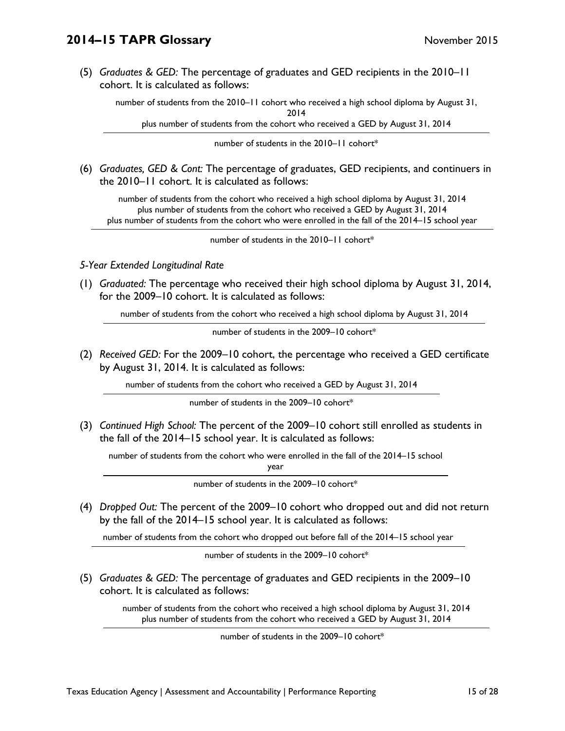(5) *Graduates & GED:* The percentage of graduates and GED recipients in the 2010–11 cohort. It is calculated as follows:

$$\frac{\text{number of students from the 2010–11 cohort who received a high school diploma by August 31, 2014 plus number of students from the cohort who received a GED by August 31, 2014}}{\text{number of students in the 2010–11 cohort*}}$$

(6) *Graduates, GED & Cont:* The percentage of graduates, GED recipients, and continuers in the 2010–11 cohort. It is calculated as follows:

$$\frac{\text{number of students from the cohort who received a high school diploma by August 31, 2014 plus number of students from the cohort who received a GED by August 31, 2014 plus number of students from the cohort who were enrolled in the fall of the 2014–15 school year}}{\text{number of students in the 2010–11 cohort*}}$$

*5-Year Extended Longitudinal Rate*

(1) *Graduated:* The percentage who received their high school diploma by August 31, 2014, for the 2009–10 cohort. It is calculated as follows:

$$\frac{\text{number of students from the cohort who received a high school diploma by August 31, 2014}}{\text{number of students in the 2009–10 cohort*}}$$

(2) *Received GED:* For the 2009–10 cohort, the percentage who received a GED certificate by August 31, 2014. It is calculated as follows:

$$\frac{\text{number of students from the cohort who received a GED by August 31, 2014}}{\text{number of students in the 2009–10 cohort*}}$$

(3) *Continued High School:* The percent of the 2009–10 cohort still enrolled as students in the fall of the 2014–15 school year. It is calculated as follows:

$$\frac{\text{number of students from the cohort who were enrolled in the fall of the 2014–15 school year}}{\text{number of students in the 2009–10 cohort*}}$$

(4) *Dropped Out:* The percent of the 2009–10 cohort who dropped out and did not return by the fall of the 2014–15 school year. It is calculated as follows:

$$\frac{\text{number of students from the cohort who dropped out before fall of the 2014–15 school year}}{\text{number of students in the 2009–10 cohort*}}$$

(5) *Graduates & GED:* The percentage of graduates and GED recipients in the 2009–10 cohort. It is calculated as follows:

$$\frac{\text{number of students from the cohort who received a high school diploma by August 31, 2014 plus number of students from the cohort who received a GED by August 31, 2014}}{\text{number of students in the 2009–10 cohort*}}$$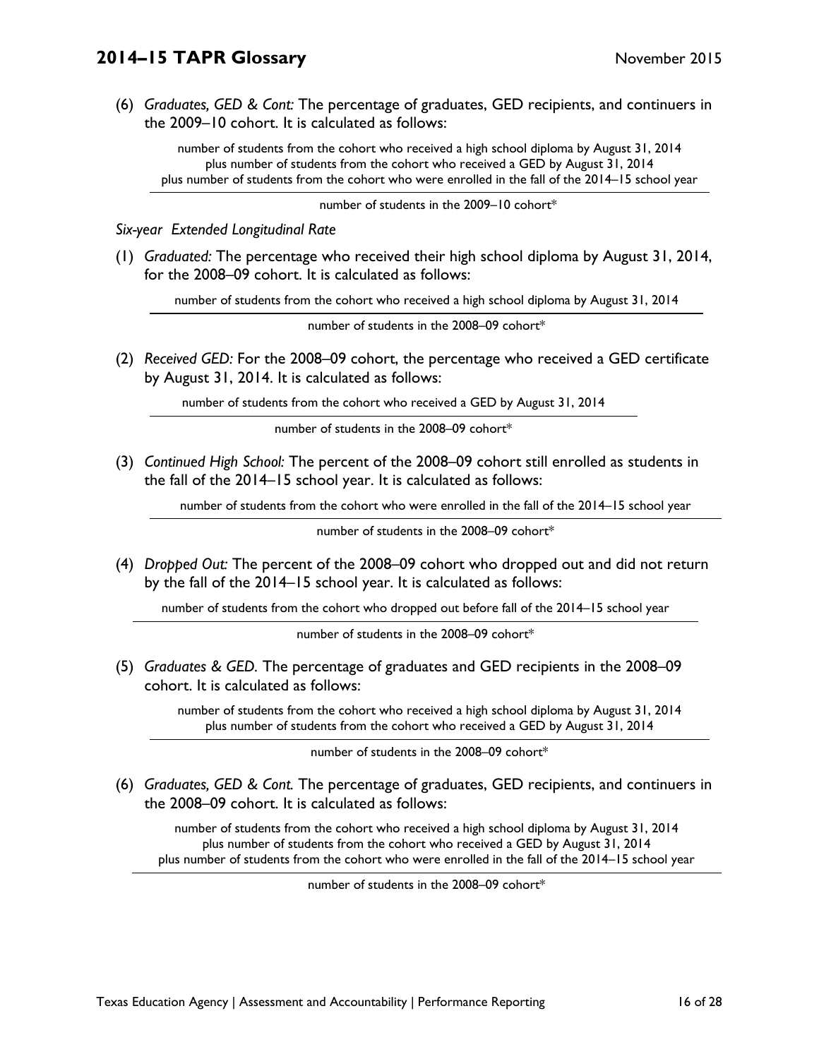(6) *Graduates, GED & Cont:* The percentage of graduates, GED recipients, and continuers in the 2009–10 cohort. It is calculated as follows:

$$\frac{\text{number of students from the cohort who received a high school diploma by August 31, 2014} \\ \text{plus number of students from the cohort who received a GED by August 31, 2014} \\ \text{plus number of students from the cohort who were enrolled in the fall of the 2014–15 school year}}{\text{number of students in the 2009–10 cohort*}}$$

*Six-year Extended Longitudinal Rate*

(1) *Graduated:* The percentage who received their high school diploma by August 31, 2014, for the 2008–09 cohort. It is calculated as follows:

$$\frac{\text{number of students from the cohort who received a high school diploma by August 31, 2014}}{\text{number of students in the 2008–09 cohort*}}$$

(2) *Received GED:* For the 2008–09 cohort, the percentage who received a GED certificate by August 31, 2014. It is calculated as follows:

$$\frac{\text{number of students from the cohort who received a GED by August 31, 2014}}{\text{number of students in the 2008–09 cohort*}}$$

(3) *Continued High School:* The percent of the 2008–09 cohort still enrolled as students in the fall of the 2014–15 school year. It is calculated as follows:

$$\frac{\text{number of students from the cohort who were enrolled in the fall of the 2014–15 school year}}{\text{number of students in the 2008–09 cohort*}}$$

(4) *Dropped Out:* The percent of the 2008–09 cohort who dropped out and did not return by the fall of the 2014–15 school year. It is calculated as follows:

$$\frac{\text{number of students from the cohort who dropped out before fall of the 2014–15 school year}}{\text{number of students in the 2008–09 cohort*}}$$

(5) *Graduates & GED.* The percentage of graduates and GED recipients in the 2008–09 cohort. It is calculated as follows:

$$\frac{\text{number of students from the cohort who received a high school diploma by August 31, 2014} \\ \text{plus number of students from the cohort who received a GED by August 31, 2014}}{\text{number of students in the 2008–09 cohort*}}$$

(6) *Graduates, GED & Cont.* The percentage of graduates, GED recipients, and continuers in the 2008–09 cohort. It is calculated as follows:

$$\frac{\text{number of students from the cohort who received a high school diploma by August 31, 2014} \\ \text{plus number of students from the cohort who received a GED by August 31, 2014} \\ \text{plus number of students from the cohort who were enrolled in the fall of the 2014–15 school year}}{\text{number of students in the 2008–09 cohort*}}$$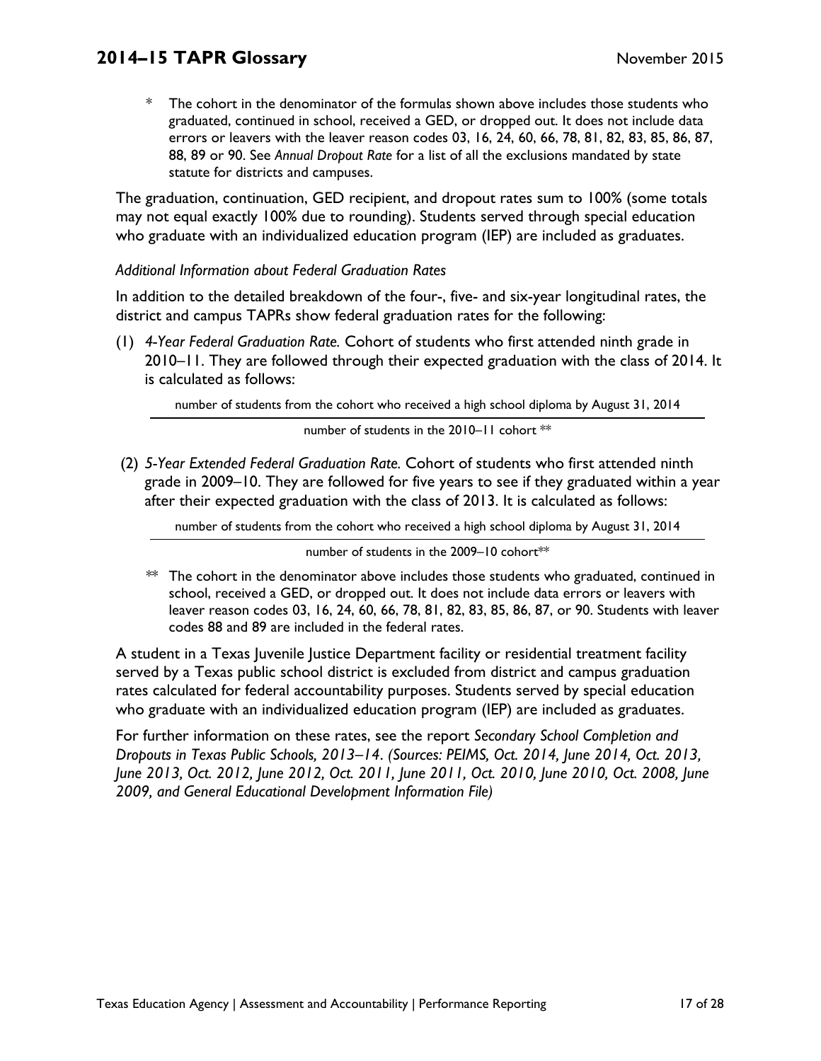\* The cohort in the denominator of the formulas shown above includes those students who graduated, continued in school, received a GED, or dropped out. It does not include data errors or leavers with the leaver reason codes 03, 16, 24, 60, 66, 78, 81, 82, 83, 85, 86, 87, 88, 89 or 90. See *Annual Dropout Rate* for a list of all the exclusions mandated by state statute for districts and campuses.

The graduation, continuation, GED recipient, and dropout rates sum to 100% (some totals may not equal exactly 100% due to rounding). Students served through special education who graduate with an individualized education program (IEP) are included as graduates.

*Additional Information about Federal Graduation Rates*

In addition to the detailed breakdown of the four-, five- and six-year longitudinal rates, the district and campus TAPRs show federal graduation rates for the following:

(1) *4-Year Federal Graduation Rate.* Cohort of students who first attended ninth grade in 2010–11. They are followed through their expected graduation with the class of 2014. It is calculated as follows:

$$\frac{\text{number of students from the cohort who received a high school diploma by August 31, 2014}}{\text{number of students in the 2010–11 cohort}^{**}}$$

(2) *5-Year Extended Federal Graduation Rate.* Cohort of students who first attended ninth grade in 2009–10. They are followed for five years to see if they graduated within a year after their expected graduation with the class of 2013. It is calculated as follows:

$$\frac{\text{number of students from the cohort who received a high school diploma by August 31, 2014}}{\text{number of students in the 2009–10 cohort}^{**}}$$

\*\* The cohort in the denominator above includes those students who graduated, continued in school, received a GED, or dropped out. It does not include data errors or leavers with leaver reason codes 03, 16, 24, 60, 66, 78, 81, 82, 83, 85, 86, 87, or 90. Students with leaver codes 88 and 89 are included in the federal rates.

A student in a Texas Juvenile Justice Department facility or residential treatment facility served by a Texas public school district is excluded from district and campus graduation rates calculated for federal accountability purposes. Students served by special education who graduate with an individualized education program (IEP) are included as graduates.

For further information on these rates, see the report *Secondary School Completion and Dropouts in Texas Public Schools, 2013–14*. *(Sources: PEIMS, Oct. 2014, June 2014, Oct. 2013, June 2013, Oct. 2012, June 2012, Oct. 2011, June 2011, Oct. 2010, June 2010, Oct. 2008, June 2009, and General Educational Development Information File)*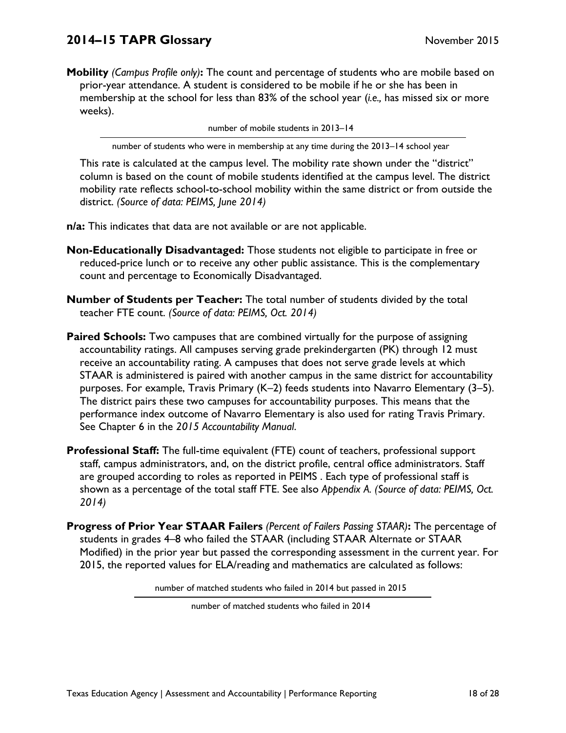**Mobility** *(Campus Profile only)***:** The count and percentage of students who are mobile based on prior-year attendance. A student is considered to be mobile if he or she has been in membership at the school for less than 83% of the school year (*i.e.,* has missed six or more weeks).

$$\frac{\text{number of mobile students in 2013–14}}{\text{number of students who were in membership at any time during the 2013–14 school year}}$$

This rate is calculated at the campus level. The mobility rate shown under the "district" column is based on the count of mobile students identified at the campus level. The district mobility rate reflects school-to-school mobility within the same district or from outside the district. *(Source of data: PEIMS, June 2014)*

**n/a:** This indicates that data are not available or are not applicable.

**Non-Educationally Disadvantaged:** Those students not eligible to participate in free or reduced-price lunch or to receive any other public assistance. This is the complementary count and percentage to Economically Disadvantaged.

**Number of Students per Teacher:** The total number of students divided by the total teacher FTE count. *(Source of data: PEIMS, Oct. 2014)*

**Paired Schools:** Two campuses that are combined virtually for the purpose of assigning accountability ratings. All campuses serving grade prekindergarten (PK) through 12 must receive an accountability rating. A campuses that does not serve grade levels at which STAAR is administered is paired with another campus in the same district for accountability purposes. For example, Travis Primary (K–2) feeds students into Navarro Elementary (3–5). The district pairs these two campuses for accountability purposes. This means that the performance index outcome of Navarro Elementary is also used for rating Travis Primary. See Chapter 6 in the *2015 Accountability Manual*.

**Professional Staff:** The full-time equivalent (FTE) count of teachers, professional support staff, campus administrators, and, on the district profile, central office administrators. Staff are grouped according to roles as reported in PEIMS . Each type of professional staff is shown as a percentage of the total staff FTE. See also *Appendix A. (Source of data: PEIMS, Oct. 2014)*

**Progress of Prior Year STAAR Failers** *(Percent of Failers Passing STAAR)***:** The percentage of students in grades 4–8 who failed the STAAR (including STAAR Alternate or STAAR Modified) in the prior year but passed the corresponding assessment in the current year. For 2015, the reported values for ELA/reading and mathematics are calculated as follows:

$$\frac{\text{number of matched students who failed in 2014 but passed in 2015}}{\text{number of matched students who failed in 2014}}$$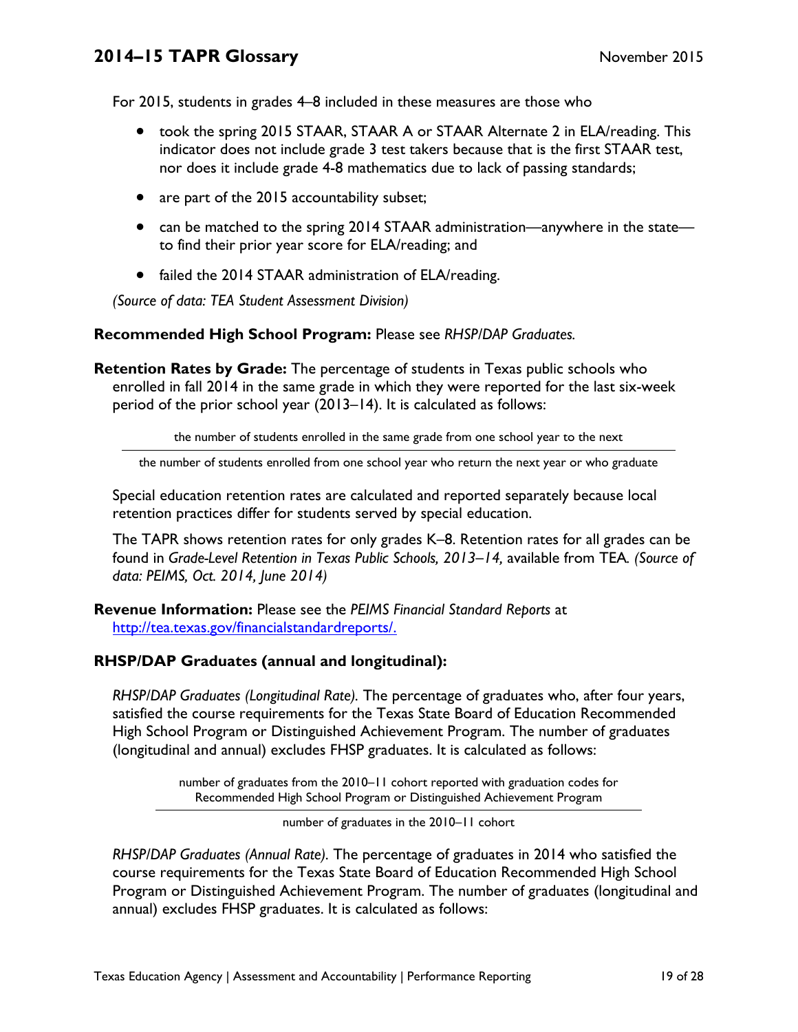For 2015, students in grades 4–8 included in these measures are those who

- took the spring 2015 STAAR, STAAR A or STAAR Alternate 2 in ELA/reading. This indicator does not include grade 3 test takers because that is the first STAAR test, nor does it include grade 4-8 mathematics due to lack of passing standards;
- are part of the 2015 accountability subset;
- can be matched to the spring 2014 STAAR administration—anywhere in the state—to find their prior year score for ELA/reading; and
- failed the 2014 STAAR administration of ELA/reading.

*(Source of data: TEA Student Assessment Division)*

**Recommended High School Program:** Please see *RHSP/DAP Graduates.*

**Retention Rates by Grade:** The percentage of students in Texas public schools who enrolled in fall 2014 in the same grade in which they were reported for the last six-week period of the prior school year (2013–14). It is calculated as follows:

$$\frac{\text{the number of students enrolled in the same grade from one school year to the next}}{\text{the number of students enrolled from one school year who return the next year or who graduate}}$$

Special education retention rates are calculated and reported separately because local retention practices differ for students served by special education.

The TAPR shows retention rates for only grades K–8. Retention rates for all grades can be found in *Grade-Level Retention in Texas Public Schools, 2013–14,* available from TEA. *(Source of data: PEIMS, Oct. 2014, June 2014)*

**Revenue Information:** Please see the *PEIMS Financial Standard Reports* at http://tea.texas.gov/financialstandardreports/.

**RHSP/DAP Graduates (annual and longitudinal):**

*RHSP/DAP Graduates (Longitudinal Rate).* The percentage of graduates who, after four years, satisfied the course requirements for the Texas State Board of Education Recommended High School Program or Distinguished Achievement Program. The number of graduates (longitudinal and annual) excludes FHSP graduates. It is calculated as follows:

$$\frac{\text{number of graduates from the 2010–11 cohort reported with graduation codes for Recommended High School Program or Distinguished Achievement Program}}{\text{number of graduates in the 2010–11 cohort}}$$

*RHSP/DAP Graduates (Annual Rate).* The percentage of graduates in 2014 who satisfied the course requirements for the Texas State Board of Education Recommended High School Program or Distinguished Achievement Program. The number of graduates (longitudinal and annual) excludes FHSP graduates. It is calculated as follows: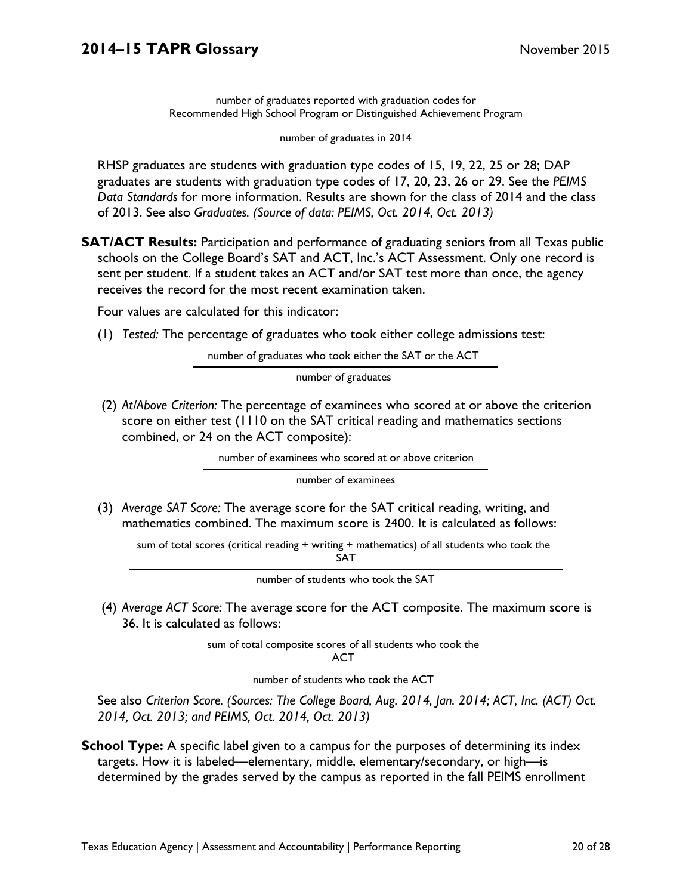$$\frac{\text{number of graduates reported with graduation codes for Recommended High School Program or Distinguished Achievement Program}}{\text{number of graduates in 2014}}$$

RHSP graduates are students with graduation type codes of 15, 19, 22, 25 or 28; DAP graduates are students with graduation type codes of 17, 20, 23, 26 or 29. See the *PEIMS Data Standards* for more information. Results are shown for the class of 2014 and the class of 2013. See also *Graduates. (Source of data: PEIMS, Oct. 2014, Oct. 2013)*

**SAT/ACT Results:** Participation and performance of graduating seniors from all Texas public schools on the College Board's SAT and ACT, Inc.'s ACT Assessment. Only one record is sent per student. If a student takes an ACT and/or SAT test more than once, the agency receives the record for the most recent examination taken.

Four values are calculated for this indicator:

(1) *Tested:* The percentage of graduates who took either college admissions test:

$$\frac{\text{number of graduates who took either the SAT or the ACT}}{\text{number of graduates}}$$

(2) *At/Above Criterion:* The percentage of examinees who scored at or above the criterion score on either test (1110 on the SAT critical reading and mathematics sections combined, or 24 on the ACT composite):

$$\frac{\text{number of examinees who scored at or above criterion}}{\text{number of examinees}}$$

(3) *Average SAT Score:* The average score for the SAT critical reading, writing, and mathematics combined. The maximum score is 2400. It is calculated as follows:

$$\frac{\text{sum of total scores (critical reading + writing + mathematics) of all students who took the SAT}}{\text{number of students who took the SAT}}$$

(4) *Average ACT Score:* The average score for the ACT composite. The maximum score is 36. It is calculated as follows:

$$\frac{\text{sum of total composite scores of all students who took the ACT}}{\text{number of students who took the ACT}}$$

See also *Criterion Score. (Sources: The College Board, Aug. 2014, Jan. 2014; ACT, Inc. (ACT) Oct. 2014, Oct. 2013; and PEIMS, Oct. 2014, Oct. 2013)*

**School Type:** A specific label given to a campus for the purposes of determining its index targets. How it is labeled—elementary, middle, elementary/secondary, or high—is determined by the grades served by the campus as reported in the fall PEIMS enrollment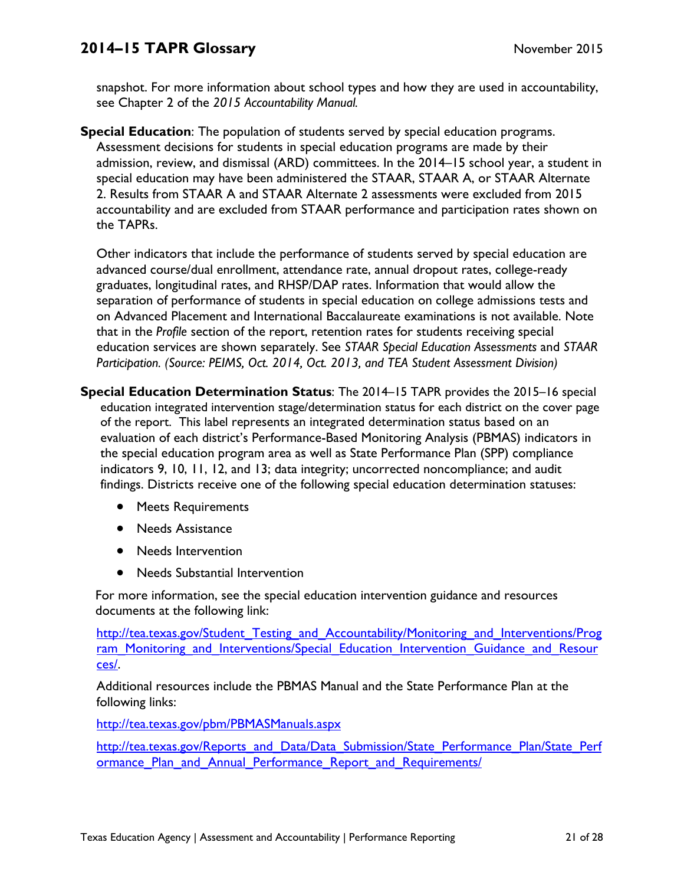snapshot. For more information about school types and how they are used in accountability, see Chapter 2 of the *2015 Accountability Manual.*

**Special Education**: The population of students served by special education programs. Assessment decisions for students in special education programs are made by their admission, review, and dismissal (ARD) committees. In the 2014–15 school year, a student in special education may have been administered the STAAR, STAAR A, or STAAR Alternate 2. Results from STAAR A and STAAR Alternate 2 assessments were excluded from 2015 accountability and are excluded from STAAR performance and participation rates shown on the TAPRs.

Other indicators that include the performance of students served by special education are advanced course/dual enrollment, attendance rate, annual dropout rates, college-ready graduates, longitudinal rates, and RHSP/DAP rates. Information that would allow the separation of performance of students in special education on college admissions tests and on Advanced Placement and International Baccalaureate examinations is not available. Note that in the *Profile* section of the report, retention rates for students receiving special education services are shown separately. See *STAAR Special Education Assessments* and *STAAR Participation. (Source: PEIMS, Oct. 2014, Oct. 2013, and TEA Student Assessment Division)*

**Special Education Determination Status**: The 2014–15 TAPR provides the 2015–16 special education integrated intervention stage/determination status for each district on the cover page of the report. This label represents an integrated determination status based on an evaluation of each district's Performance-Based Monitoring Analysis (PBMAS) indicators in the special education program area as well as State Performance Plan (SPP) compliance indicators 9, 10, 11, 12, and 13; data integrity; uncorrected noncompliance; and audit findings. Districts receive one of the following special education determination statuses:

- Meets Requirements
- Needs Assistance
- Needs Intervention
- Needs Substantial Intervention

For more information, see the special education intervention guidance and resources documents at the following link:

http://tea.texas.gov/Student_Testing_and_Accountability/Monitoring_and_Interventions/Program_Monitoring_and_Interventions/Special_Education_Intervention_Guidance_and_Resources/.

Additional resources include the PBMAS Manual and the State Performance Plan at the following links:

http://tea.texas.gov/pbm/PBMASManuals.aspx

http://tea.texas.gov/Reports_and_Data/Data_Submission/State_Performance_Plan/State_Performance_Plan_and_Annual_Performance_Report_and_Requirements/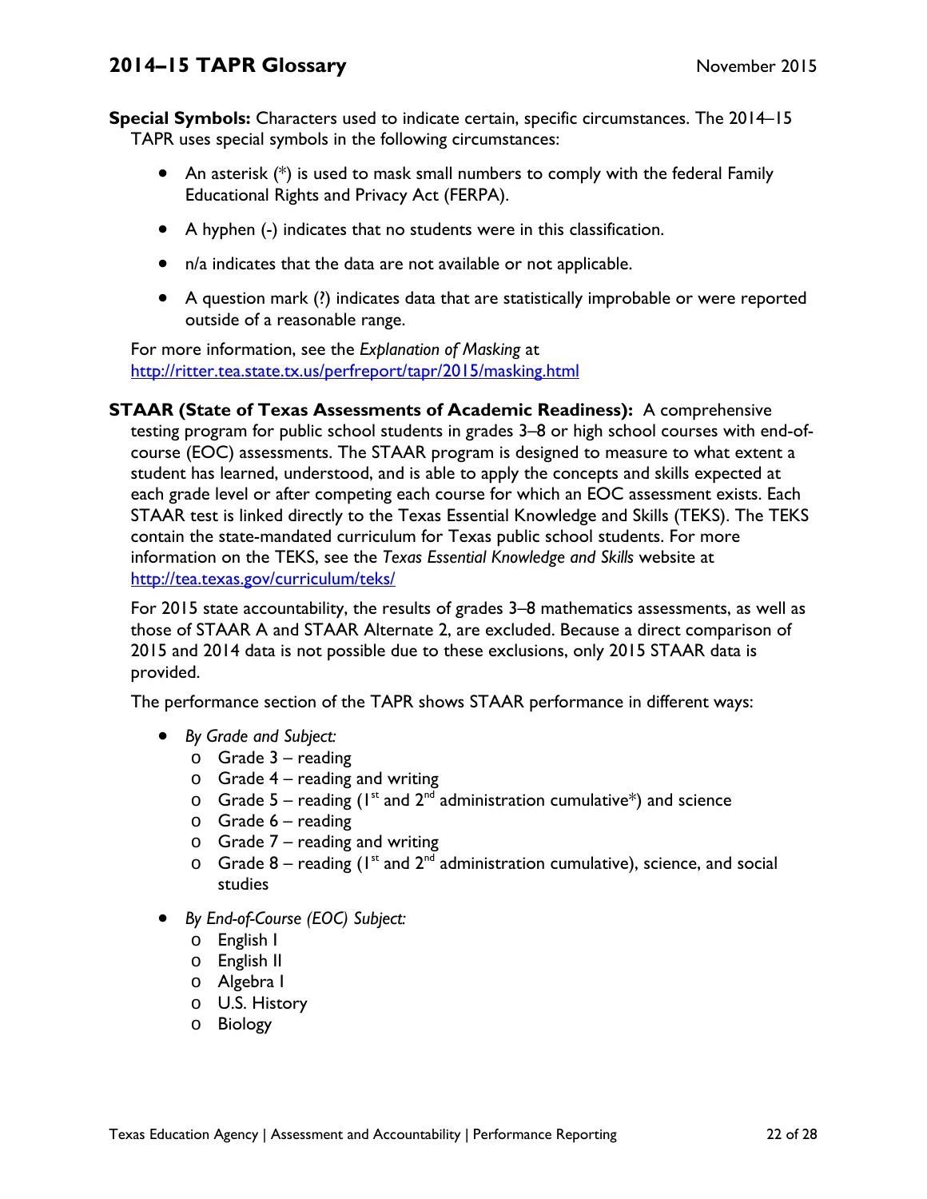**Special Symbols:** Characters used to indicate certain, specific circumstances. The 2014–15 TAPR uses special symbols in the following circumstances:

- An asterisk (*) is used to mask small numbers to comply with the federal Family Educational Rights and Privacy Act (FERPA).
- A hyphen (-) indicates that no students were in this classification.
- n/a indicates that the data are not available or not applicable.
- A question mark (?) indicates data that are statistically improbable or were reported outside of a reasonable range.

For more information, see the *Explanation of Masking* at [http://ritter.tea.state.tx.us/perfreport/tapr/2015/masking.html](http://ritter.tea.state.tx.us/perfreport/tapr/2015/masking.html)

**STAAR (State of Texas Assessments of Academic Readiness):** A comprehensive testing program for public school students in grades 3–8 or high school courses with end-of-course (EOC) assessments. The STAAR program is designed to measure to what extent a student has learned, understood, and is able to apply the concepts and skills expected at each grade level or after competing each course for which an EOC assessment exists. Each STAAR test is linked directly to the Texas Essential Knowledge and Skills (TEKS). The TEKS contain the state-mandated curriculum for Texas public school students. For more information on the TEKS, see the *Texas Essential Knowledge and Skills* website at [http://tea.texas.gov/curriculum/teks/](http://tea.texas.gov/curriculum/teks/)

For 2015 state accountability, the results of grades 3–8 mathematics assessments, as well as those of STAAR A and STAAR Alternate 2, are excluded. Because a direct comparison of 2015 and 2014 data is not possible due to these exclusions, only 2015 STAAR data is provided.

The performance section of the TAPR shows STAAR performance in different ways:

- *By Grade and Subject:*
  - Grade 3 – reading
  - Grade 4 – reading and writing
  - Grade 5 – reading (1st and 2nd administration cumulative*) and science
  - Grade 6 – reading
  - Grade 7 – reading and writing
  - Grade 8 – reading (1st and 2nd administration cumulative), science, and social studies
- *By End-of-Course (EOC) Subject:*
  - English I
  - English II
  - Algebra I
  - U.S. History
  - Biology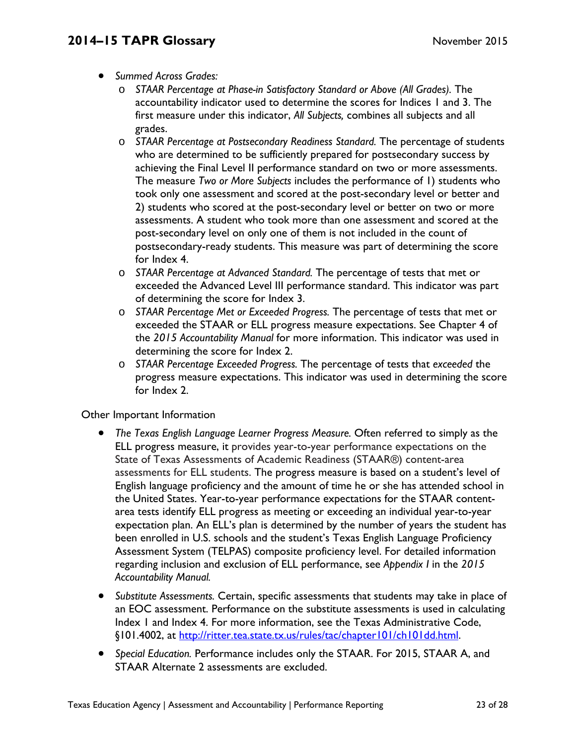- *Summed Across Grades:*
  - *STAAR Percentage at Phase-in Satisfactory Standard or Above (All Grades).* The accountability indicator used to determine the scores for Indices 1 and 3. The first measure under this indicator, *All Subjects,* combines all subjects and all grades.
  - *STAAR Percentage at Postsecondary Readiness Standard.* The percentage of students who are determined to be sufficiently prepared for postsecondary success by achieving the Final Level II performance standard on two or more assessments. The measure *Two or More Subjects* includes the performance of 1) students who took only one assessment and scored at the post-secondary level or better and 2) students who scored at the post-secondary level or better on two or more assessments. A student who took more than one assessment and scored at the post-secondary level on only one of them is not included in the count of postsecondary-ready students. This measure was part of determining the score for Index 4.
  - *STAAR Percentage at Advanced Standard.* The percentage of tests that met or exceeded the Advanced Level III performance standard. This indicator was part of determining the score for Index 3.
  - *STAAR Percentage Met or Exceeded Progress.* The percentage of tests that met or exceeded the STAAR or ELL progress measure expectations. See Chapter 4 of the *2015 Accountability Manual* for more information. This indicator was used in determining the score for Index 2.
  - *STAAR Percentage Exceeded Progress.* The percentage of tests that *exceeded* the progress measure expectations. This indicator was used in determining the score for Index 2.

Other Important Information

- *The Texas English Language Learner Progress Measure.* Often referred to simply as the ELL progress measure, it provides year-to-year performance expectations on the State of Texas Assessments of Academic Readiness (STAAR®) content-area assessments for ELL students. The progress measure is based on a student's level of English language proficiency and the amount of time he or she has attended school in the United States. Year-to-year performance expectations for the STAAR content-area tests identify ELL progress as meeting or exceeding an individual year-to-year expectation plan. An ELL's plan is determined by the number of years the student has been enrolled in U.S. schools and the student's Texas English Language Proficiency Assessment System (TELPAS) composite proficiency level. For detailed information regarding inclusion and exclusion of ELL performance, see *Appendix I* in the *2015 Accountability Manual.*
- *Substitute Assessments.* Certain, specific assessments that students may take in place of an EOC assessment. Performance on the substitute assessments is used in calculating Index 1 and Index 4. For more information, see the Texas Administrative Code, §101.4002, at [http://ritter.tea.state.tx.us/rules/tac/chapter101/ch101dd.html](http://ritter.tea.state.tx.us/rules/tac/chapter101/ch101dd.html).
- *Special Education.* Performance includes only the STAAR. For 2015, STAAR A, and STAAR Alternate 2 assessments are excluded.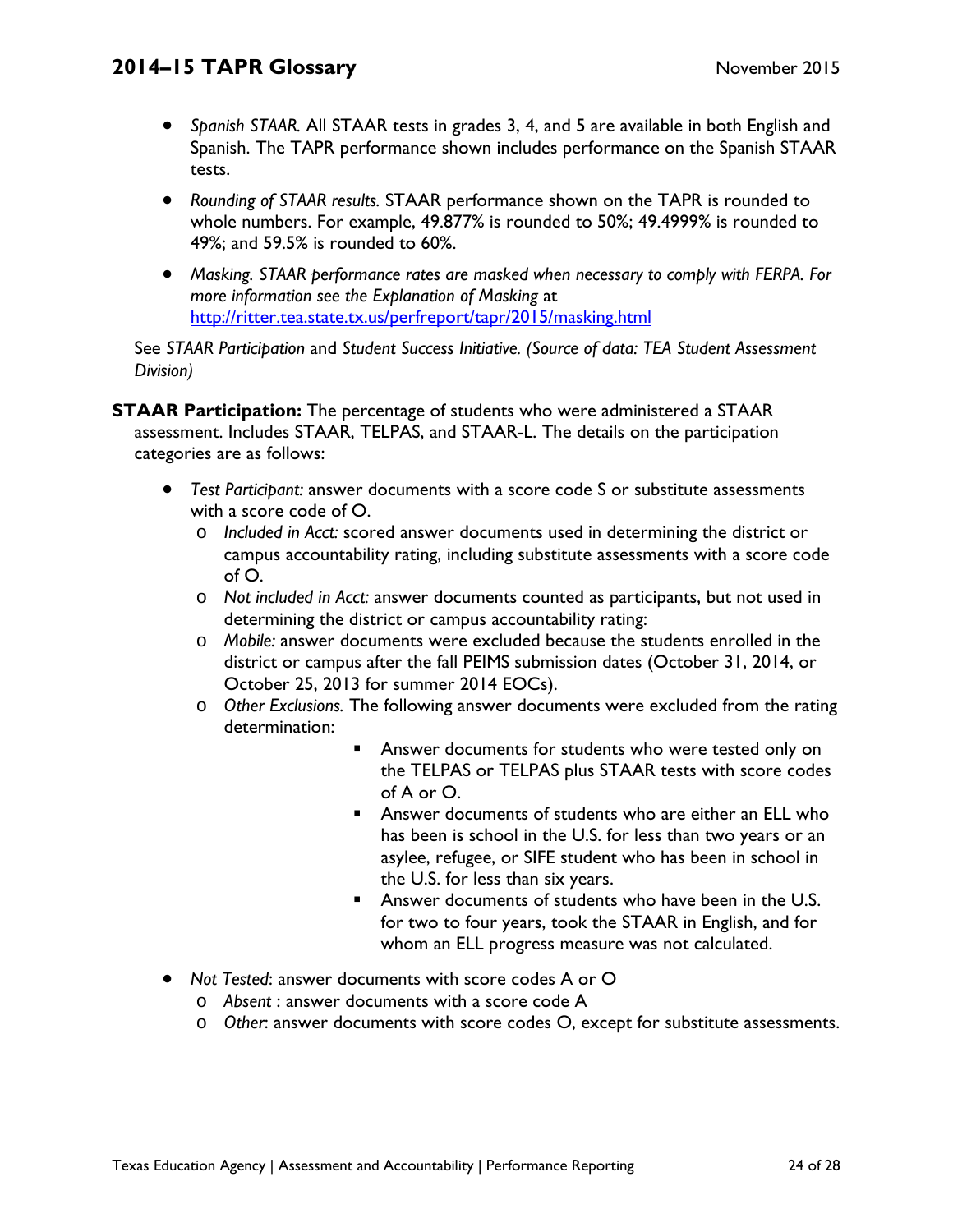- *Spanish STAAR.* All STAAR tests in grades 3, 4, and 5 are available in both English and Spanish. The TAPR performance shown includes performance on the Spanish STAAR tests.
- *Rounding of STAAR results.* STAAR performance shown on the TAPR is rounded to whole numbers. For example, 49.877% is rounded to 50%; 49.4999% is rounded to 49%; and 59.5% is rounded to 60%.
- *Masking. STAAR performance rates are masked when necessary to comply with FERPA. For more information see the Explanation of Masking* at [http://ritter.tea.state.tx.us/perfreport/tapr/2015/masking.html](http://ritter.tea.state.tx.us/perfreport/tapr/2015/masking.html)

See *STAAR Participation* and *Student Success Initiative. (Source of data: TEA Student Assessment Division)*

**STAAR Participation:** The percentage of students who were administered a STAAR assessment. Includes STAAR, TELPAS, and STAAR-L. The details on the participation categories are as follows:

- *Test Participant:* answer documents with a score code S or substitute assessments with a score code of O.
  - *Included in Acct:* scored answer documents used in determining the district or campus accountability rating, including substitute assessments with a score code of O.
  - *Not included in Acct:* answer documents counted as participants, but not used in determining the district or campus accountability rating:
  - *Mobile:* answer documents were excluded because the students enrolled in the district or campus after the fall PEIMS submission dates (October 31, 2014, or October 25, 2013 for summer 2014 EOCs).
  - *Other Exclusions.* The following answer documents were excluded from the rating determination:
    - Answer documents for students who were tested only on the TELPAS or TELPAS plus STAAR tests with score codes of A or O.
    - Answer documents of students who are either an ELL who has been is school in the U.S. for less than two years or an asylee, refugee, or SIFE student who has been in school in the U.S. for less than six years.
    - Answer documents of students who have been in the U.S. for two to four years, took the STAAR in English, and for whom an ELL progress measure was not calculated.
- *Not Tested*: answer documents with score codes A or O
  - *Absent* : answer documents with a score code A
  - *Other*: answer documents with score codes O, except for substitute assessments.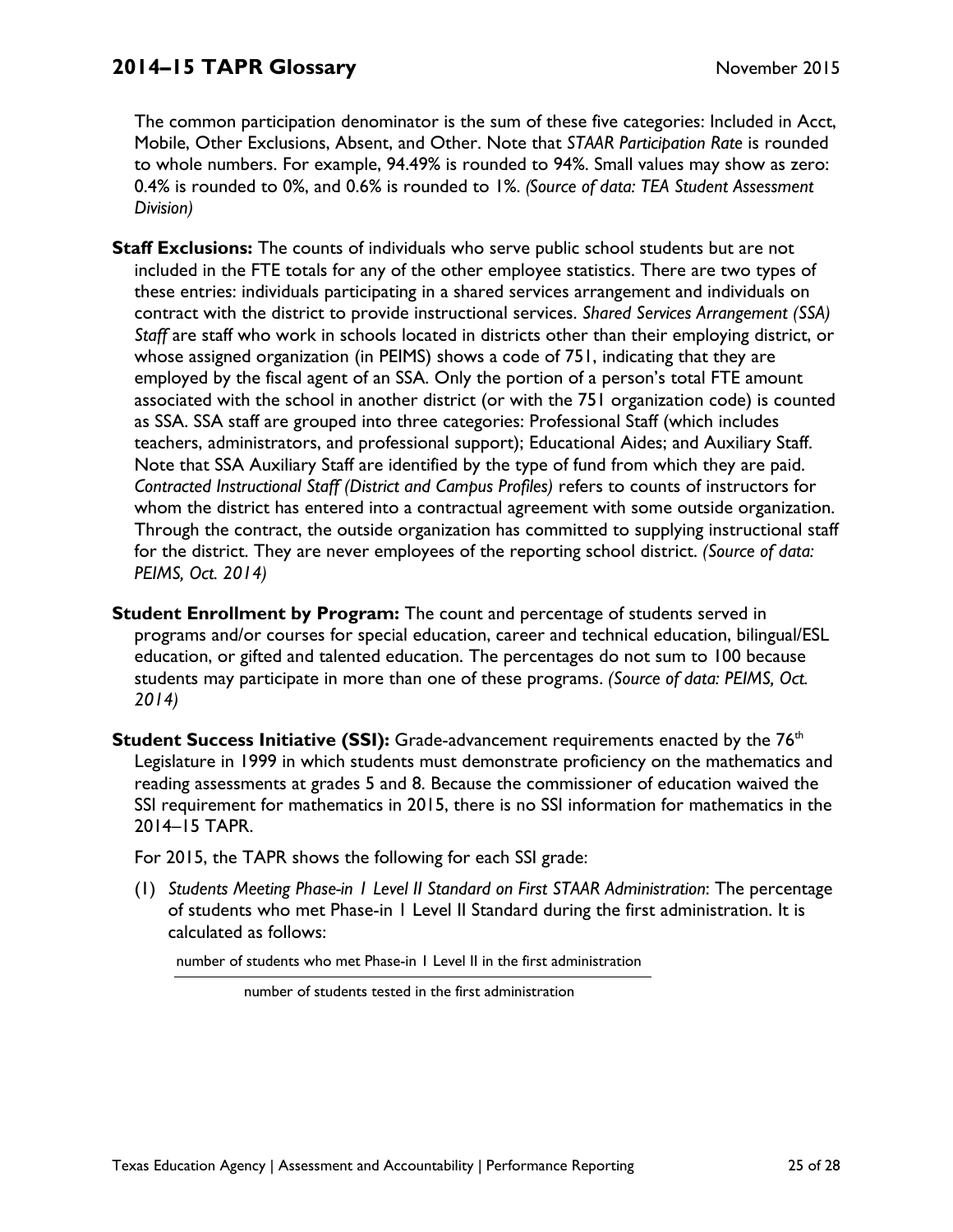The common participation denominator is the sum of these five categories: Included in Acct, Mobile, Other Exclusions, Absent, and Other. Note that *STAAR Participation Rate* is rounded to whole numbers. For example, 94.49% is rounded to 94%. Small values may show as zero: 0.4% is rounded to 0%, and 0.6% is rounded to 1%. *(Source of data: TEA Student Assessment Division)*

**Staff Exclusions:** The counts of individuals who serve public school students but are not included in the FTE totals for any of the other employee statistics. There are two types of these entries: individuals participating in a shared services arrangement and individuals on contract with the district to provide instructional services. *Shared Services Arrangement (SSA) Staff* are staff who work in schools located in districts other than their employing district, or whose assigned organization (in PEIMS) shows a code of 751, indicating that they are employed by the fiscal agent of an SSA. Only the portion of a person's total FTE amount associated with the school in another district (or with the 751 organization code) is counted as SSA. SSA staff are grouped into three categories: Professional Staff (which includes teachers, administrators, and professional support); Educational Aides; and Auxiliary Staff. Note that SSA Auxiliary Staff are identified by the type of fund from which they are paid. *Contracted Instructional Staff (District and Campus Profiles)* refers to counts of instructors for whom the district has entered into a contractual agreement with some outside organization. Through the contract, the outside organization has committed to supplying instructional staff for the district. They are never employees of the reporting school district. *(Source of data: PEIMS, Oct. 2014)*

**Student Enrollment by Program:** The count and percentage of students served in programs and/or courses for special education, career and technical education, bilingual/ESL education, or gifted and talented education. The percentages do not sum to 100 because students may participate in more than one of these programs. *(Source of data: PEIMS, Oct. 2014)*

**Student Success Initiative (SSI):** Grade-advancement requirements enacted by the 76th Legislature in 1999 in which students must demonstrate proficiency on the mathematics and reading assessments at grades 5 and 8. Because the commissioner of education waived the SSI requirement for mathematics in 2015, there is no SSI information for mathematics in the 2014–15 TAPR.

For 2015, the TAPR shows the following for each SSI grade:

(1) *Students Meeting Phase-in 1 Level II Standard on First STAAR Administration*: The percentage of students who met Phase-in 1 Level II Standard during the first administration. It is calculated as follows:

$$\frac{\text{number of students who met Phase-in 1 Level II in the first administration}}{\text{number of students tested in the first administration}}$$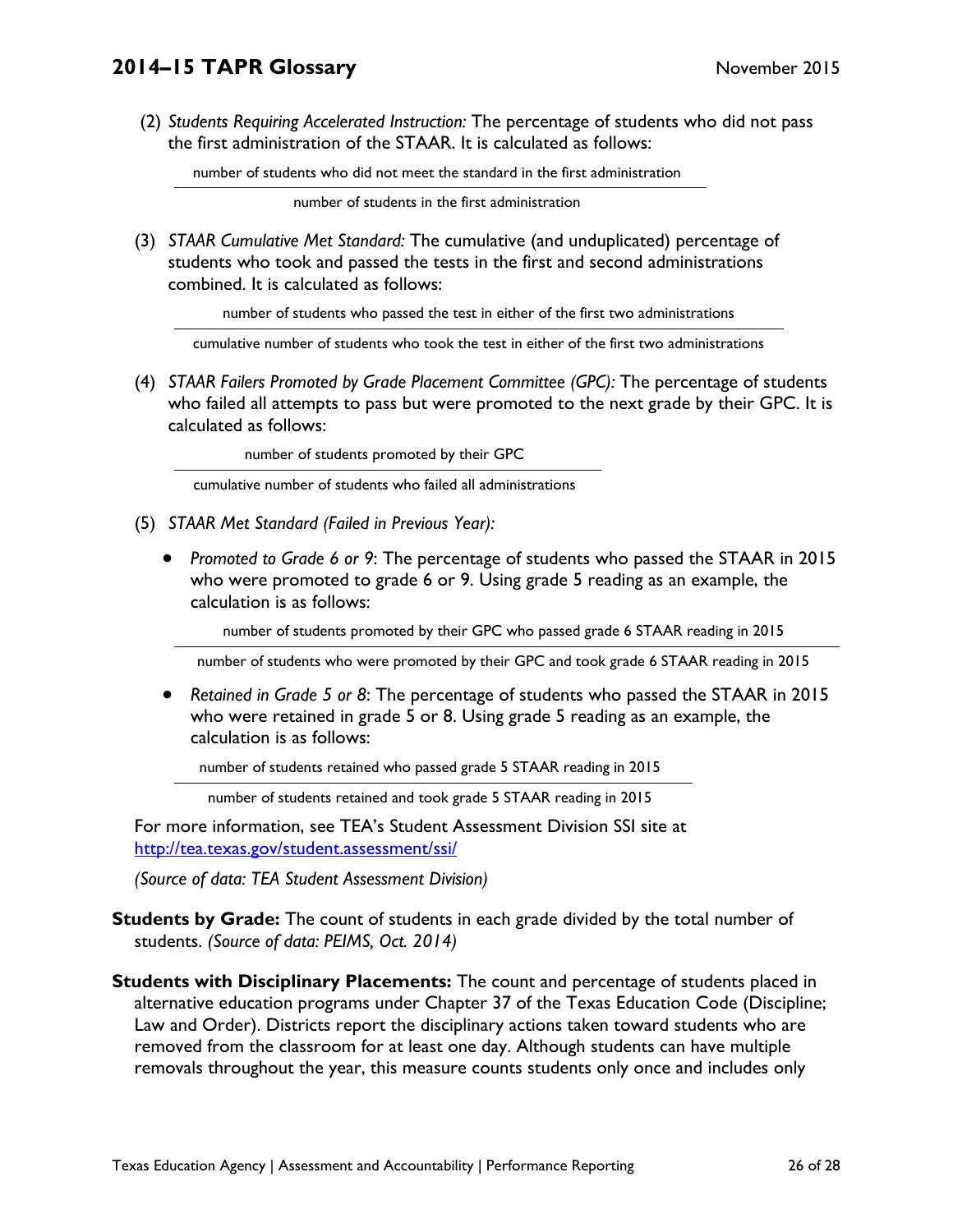(2) *Students Requiring Accelerated Instruction:* The percentage of students who did not pass the first administration of the STAAR. It is calculated as follows:

$$\frac{\text{number of students who did not meet the standard in the first administration}}{\text{number of students in the first administration}}$$

(3) *STAAR Cumulative Met Standard:* The cumulative (and unduplicated) percentage of students who took and passed the tests in the first and second administrations combined. It is calculated as follows:

$$\frac{\text{number of students who passed the test in either of the first two administrations}}{\text{cumulative number of students who took the test in either of the first two administrations}}$$

(4) *STAAR Failers Promoted by Grade Placement Committee (GPC):* The percentage of students who failed all attempts to pass but were promoted to the next grade by their GPC. It is calculated as follows:

$$\frac{\text{number of students promoted by their GPC}}{\text{cumulative number of students who failed all administrations}}$$

(5) *STAAR Met Standard (Failed in Previous Year):*

- *Promoted to Grade 6 or 9*: The percentage of students who passed the STAAR in 2015 who were promoted to grade 6 or 9. Using grade 5 reading as an example, the calculation is as follows:

$$\frac{\text{number of students promoted by their GPC who passed grade 6 STAAR reading in 2015}}{\text{number of students who were promoted by their GPC and took grade 6 STAAR reading in 2015}}$$

- *Retained in Grade 5 or 8*: The percentage of students who passed the STAAR in 2015 who were retained in grade 5 or 8. Using grade 5 reading as an example, the calculation is as follows:

$$\frac{\text{number of students retained who passed grade 5 STAAR reading in 2015}}{\text{number of students retained and took grade 5 STAAR reading in 2015}}$$

For more information, see TEA's Student Assessment Division SSI site at http://tea.texas.gov/student.assessment/ssi/

*(Source of data: TEA Student Assessment Division)*

**Students by Grade:** The count of students in each grade divided by the total number of students. *(Source of data: PEIMS, Oct. 2014)*

**Students with Disciplinary Placements:** The count and percentage of students placed in alternative education programs under Chapter 37 of the Texas Education Code (Discipline; Law and Order). Districts report the disciplinary actions taken toward students who are removed from the classroom for at least one day. Although students can have multiple removals throughout the year, this measure counts students only once and includes only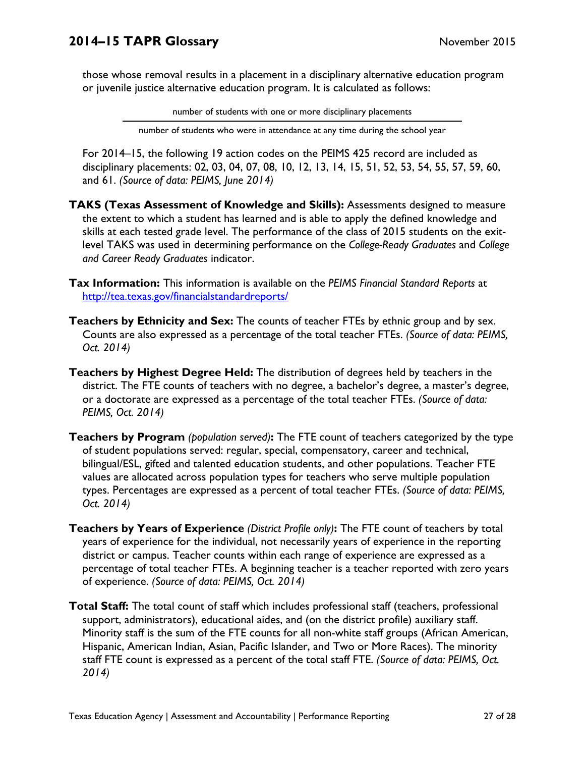those whose removal results in a placement in a disciplinary alternative education program or juvenile justice alternative education program. It is calculated as follows:

$$\frac{\text{number of students with one or more disciplinary placements}}{\text{number of students who were in attendance at any time during the school year}}$$

For 2014–15, the following 19 action codes on the PEIMS 425 record are included as disciplinary placements: 02, 03, 04, 07, 08, 10, 12, 13, 14, 15, 51, 52, 53, 54, 55, 57, 59, 60, and 61. *(Source of data: PEIMS, June 2014)*

**TAKS (Texas Assessment of Knowledge and Skills):** Assessments designed to measure the extent to which a student has learned and is able to apply the defined knowledge and skills at each tested grade level. The performance of the class of 2015 students on the exit-level TAKS was used in determining performance on the *College-Ready Graduates* and *College and Career Ready Graduates* indicator.

**Tax Information:** This information is available on the *PEIMS Financial Standard Reports* at http://tea.texas.gov/financialstandardreports/

**Teachers by Ethnicity and Sex:** The counts of teacher FTEs by ethnic group and by sex. Counts are also expressed as a percentage of the total teacher FTEs. *(Source of data: PEIMS, Oct. 2014)*

**Teachers by Highest Degree Held:** The distribution of degrees held by teachers in the district. The FTE counts of teachers with no degree, a bachelor's degree, a master's degree, or a doctorate are expressed as a percentage of the total teacher FTEs. *(Source of data: PEIMS, Oct. 2014)*

**Teachers by Program** *(population served)***:** The FTE count of teachers categorized by the type of student populations served: regular, special, compensatory, career and technical, bilingual/ESL, gifted and talented education students, and other populations. Teacher FTE values are allocated across population types for teachers who serve multiple population types. Percentages are expressed as a percent of total teacher FTEs. *(Source of data: PEIMS, Oct. 2014)*

**Teachers by Years of Experience** *(District Profile only)***:** The FTE count of teachers by total years of experience for the individual, not necessarily years of experience in the reporting district or campus. Teacher counts within each range of experience are expressed as a percentage of total teacher FTEs. A beginning teacher is a teacher reported with zero years of experience. *(Source of data: PEIMS, Oct. 2014)*

**Total Staff:** The total count of staff which includes professional staff (teachers, professional support, administrators), educational aides, and (on the district profile) auxiliary staff. Minority staff is the sum of the FTE counts for all non-white staff groups (African American, Hispanic, American Indian, Asian, Pacific Islander, and Two or More Races). The minority staff FTE count is expressed as a percent of the total staff FTE. *(Source of data: PEIMS, Oct. 2014)*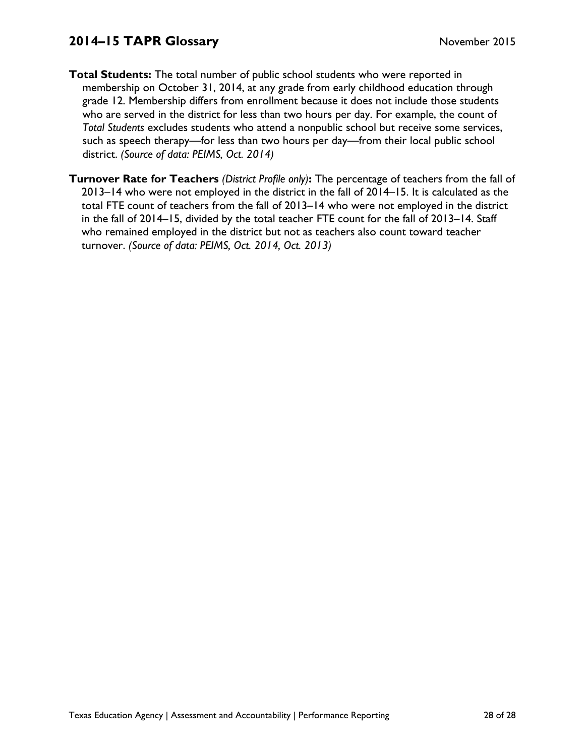**Total Students:** The total number of public school students who were reported in membership on October 31, 2014, at any grade from early childhood education through grade 12. Membership differs from enrollment because it does not include those students who are served in the district for less than two hours per day. For example, the count of *Total Students* excludes students who attend a nonpublic school but receive some services, such as speech therapy—for less than two hours per day—from their local public school district. *(Source of data: PEIMS, Oct. 2014)*

**Turnover Rate for Teachers** *(District Profile only)***:** The percentage of teachers from the fall of 2013–14 who were not employed in the district in the fall of 2014–15. It is calculated as the total FTE count of teachers from the fall of 2013–14 who were not employed in the district in the fall of 2014–15, divided by the total teacher FTE count for the fall of 2013–14. Staff who remained employed in the district but not as teachers also count toward teacher turnover. *(Source of data: PEIMS, Oct. 2014, Oct. 2013)*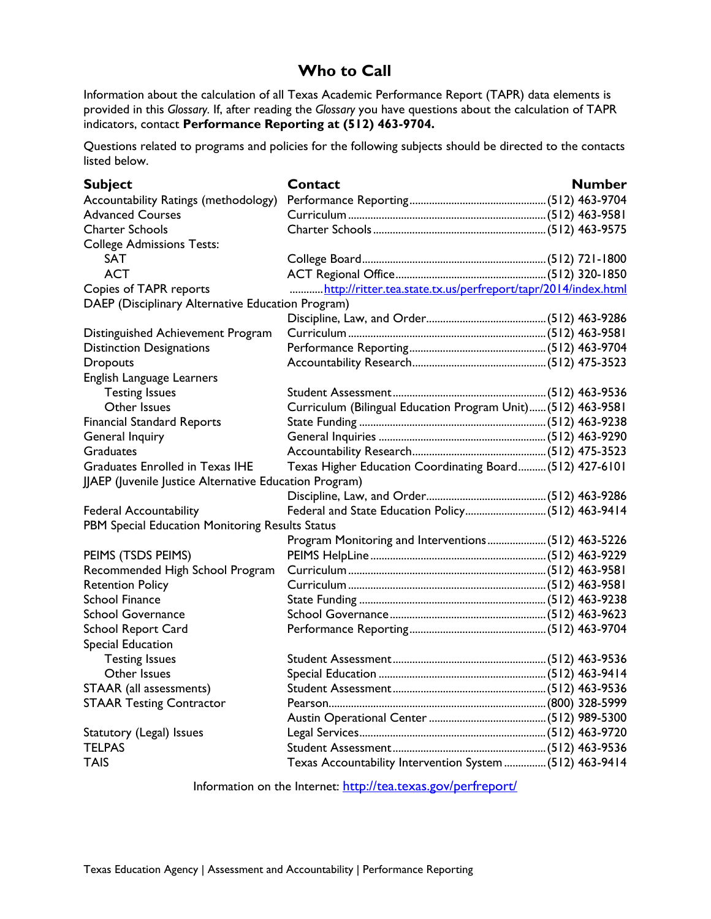# Who to Call

Information about the calculation of all Texas Academic Performance Report (TAPR) data elements is provided in this *Glossary*. If, after reading the *Glossary* you have questions about the calculation of TAPR indicators, contact **Performance Reporting at (512) 463-9704.**

Questions related to programs and policies for the following subjects should be directed to the contacts listed below.

| Subject | Contact | Number |
|---|---|---|
| Accountability Ratings (methodology) | Performance Reporting | (512) 463-9704 |
| Advanced Courses | Curriculum | (512) 463-9581 |
| Charter Schools | Charter Schools | (512) 463-9575 |
| College Admissions Tests: | | |
| SAT | College Board | (512) 721-1800 |
| ACT | ACT Regional Office | (512) 320-1850 |
| Copies of TAPR reports | http://ritter.tea.state.tx.us/perfreport/tapr/2014/index.html | |
| DAEP (Disciplinary Alternative Education Program) | Discipline, Law, and Order | (512) 463-9286 |
| Distinguished Achievement Program | Curriculum | (512) 463-9581 |
| Distinction Designations | Performance Reporting | (512) 463-9704 |
| Dropouts | Accountability Research | (512) 475-3523 |
| English Language Learners | | |
| Testing Issues | Student Assessment | (512) 463-9536 |
| Other Issues | Curriculum (Bilingual Education Program Unit) | (512) 463-9581 |
| Financial Standard Reports | State Funding | (512) 463-9238 |
| General Inquiry | General Inquiries | (512) 463-9290 |
| Graduates | Accountability Research | (512) 475-3523 |
| Graduates Enrolled in Texas IHE | Texas Higher Education Coordinating Board | (512) 427-6101 |
| JJAEP (Juvenile Justice Alternative Education Program) | Discipline, Law, and Order | (512) 463-9286 |
| Federal Accountability | Federal and State Education Policy | (512) 463-9414 |
| PBM Special Education Monitoring Results Status | Program Monitoring and Interventions | (512) 463-5226 |
| PEIMS (TSDS PEIMS) | PEIMS HelpLine | (512) 463-9229 |
| Recommended High School Program | Curriculum | (512) 463-9581 |
| Retention Policy | Curriculum | (512) 463-9581 |
| School Finance | State Funding | (512) 463-9238 |
| School Governance | School Governance | (512) 463-9623 |
| School Report Card | Performance Reporting | (512) 463-9704 |
| Special Education | | |
| Testing Issues | Student Assessment | (512) 463-9536 |
| Other Issues | Special Education | (512) 463-9414 |
| STAAR (all assessments) | Student Assessment | (512) 463-9536 |
| STAAR Testing Contractor | Pearson | (800) 328-5999 |
| | Austin Operational Center | (512) 989-5300 |
| Statutory (Legal) Issues | Legal Services | (512) 463-9720 |
| TELPAS | Student Assessment | (512) 463-9536 |
| TAIS | Texas Accountability Intervention System | (512) 463-9414 |

Information on the Internet: http://tea.texas.gov/perfreport/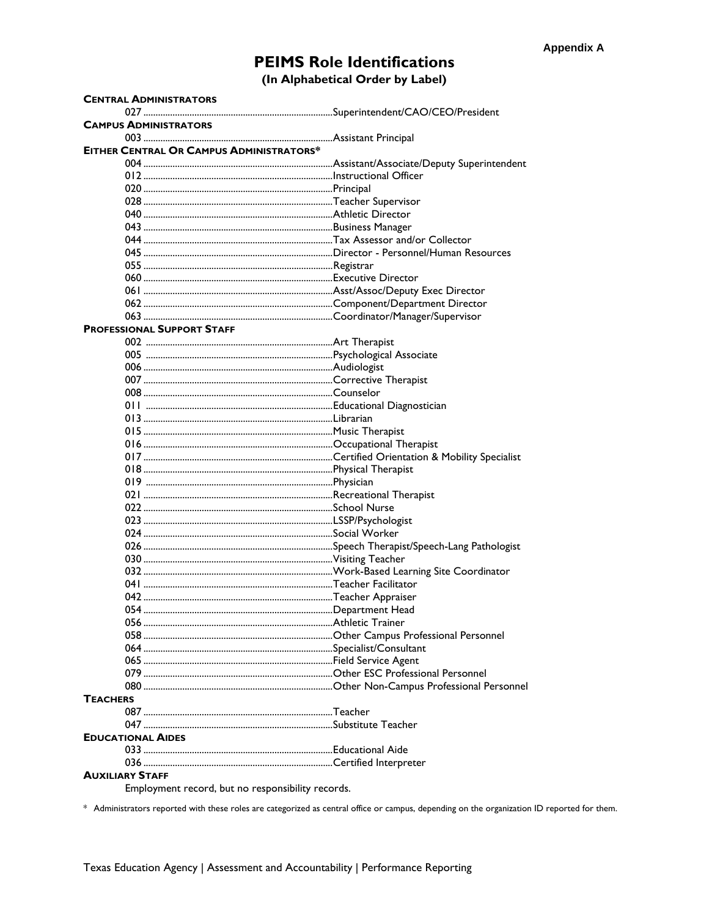Appendix A

# PEIMS Role Identifications

**(In Alphabetical Order by Label)**

**CENTRAL ADMINISTRATORS**

- 027 .......... Superintendent/CAO/CEO/President

**CAMPUS ADMINISTRATORS**

- 003 .......... Assistant Principal

**EITHER CENTRAL OR CAMPUS ADMINISTRATORS***

- 004 .......... Assistant/Associate/Deputy Superintendent
- 012 .......... Instructional Officer
- 020 .......... Principal
- 028 .......... Teacher Supervisor
- 040 .......... Athletic Director
- 043 .......... Business Manager
- 044 .......... Tax Assessor and/or Collector
- 045 .......... Director - Personnel/Human Resources
- 055 .......... Registrar
- 060 .......... Executive Director
- 061 .......... Asst/Assoc/Deputy Exec Director
- 062 .......... Component/Department Director
- 063 .......... Coordinator/Manager/Supervisor

**PROFESSIONAL SUPPORT STAFF**

- 002 .......... Art Therapist
- 005 .......... Psychological Associate
- 006 .......... Audiologist
- 007 .......... Corrective Therapist
- 008 .......... Counselor
- 011 .......... Educational Diagnostician
- 013 .......... Librarian
- 015 .......... Music Therapist
- 016 .......... Occupational Therapist
- 017 .......... Certified Orientation & Mobility Specialist
- 018 .......... Physical Therapist
- 019 .......... Physician
- 021 .......... Recreational Therapist
- 022 .......... School Nurse
- 023 .......... LSSP/Psychologist
- 024 .......... Social Worker
- 026 .......... Speech Therapist/Speech-Lang Pathologist
- 030 .......... Visiting Teacher
- 032 .......... Work-Based Learning Site Coordinator
- 041 .......... Teacher Facilitator
- 042 .......... Teacher Appraiser
- 054 .......... Department Head
- 056 .......... Athletic Trainer
- 058 .......... Other Campus Professional Personnel
- 064 .......... Specialist/Consultant
- 065 .......... Field Service Agent
- 079 .......... Other ESC Professional Personnel
- 080 .......... Other Non-Campus Professional Personnel

**TEACHERS**

- 087 .......... Teacher
- 047 .......... Substitute Teacher

**EDUCATIONAL AIDES**

- 033 .......... Educational Aide
- 036 .......... Certified Interpreter

**AUXILIARY STAFF**

Employment record, but no responsibility records.

\* Administrators reported with these roles are categorized as central office or campus, depending on the organization ID reported for them.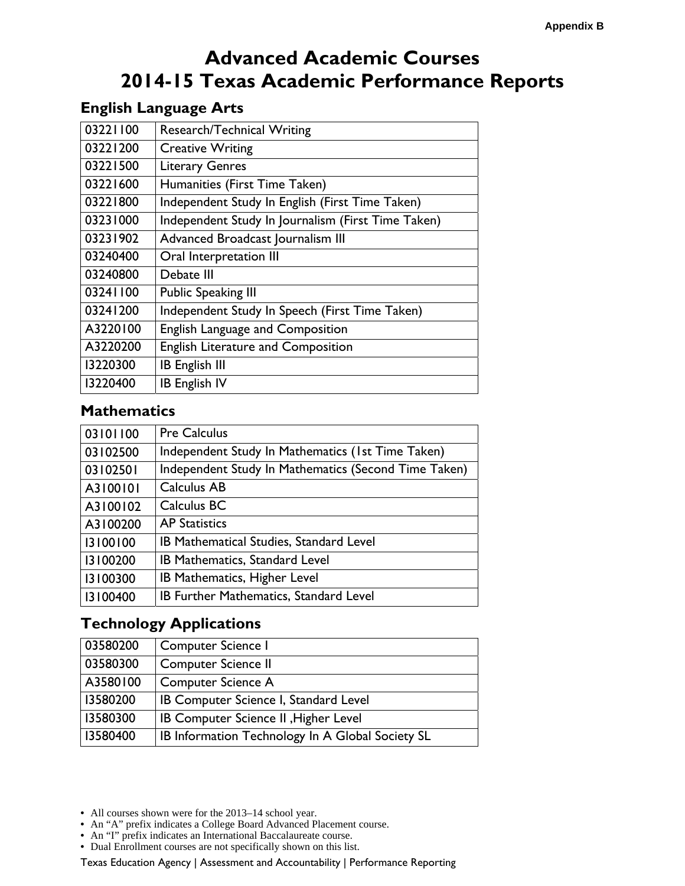Appendix B

# Advanced Academic Courses
# 2014-15 Texas Academic Performance Reports

## English Language Arts

| | |
|---|---|
| 03221100 | Research/Technical Writing |
| 03221200 | Creative Writing |
| 03221500 | Literary Genres |
| 03221600 | Humanities (First Time Taken) |
| 03221800 | Independent Study In English (First Time Taken) |
| 03231000 | Independent Study In Journalism (First Time Taken) |
| 03231902 | Advanced Broadcast Journalism III |
| 03240400 | Oral Interpretation III |
| 03240800 | Debate III |
| 03241100 | Public Speaking III |
| 03241200 | Independent Study In Speech (First Time Taken) |
| A3220100 | English Language and Composition |
| A3220200 | English Literature and Composition |
| I3220300 | IB English III |
| I3220400 | IB English IV |

## Mathematics

| | |
|---|---|
| 03101100 | Pre Calculus |
| 03102500 | Independent Study In Mathematics (1st Time Taken) |
| 03102501 | Independent Study In Mathematics (Second Time Taken) |
| A3100101 | Calculus AB |
| A3100102 | Calculus BC |
| A3100200 | AP Statistics |
| I3100100 | IB Mathematical Studies, Standard Level |
| I3100200 | IB Mathematics, Standard Level |
| I3100300 | IB Mathematics, Higher Level |
| I3100400 | IB Further Mathematics, Standard Level |

## Technology Applications

| | |
|---|---|
| 03580200 | Computer Science I |
| 03580300 | Computer Science II |
| A3580100 | Computer Science A |
| I3580200 | IB Computer Science I, Standard Level |
| I3580300 | IB Computer Science II ,Higher Level |
| I3580400 | IB Information Technology In A Global Society SL |

- All courses shown were for the 2013–14 school year.
- An "A" prefix indicates a College Board Advanced Placement course.
- An "I" prefix indicates an International Baccalaureate course.
- Dual Enrollment courses are not specifically shown on this list.

Texas Education Agency | Assessment and Accountability | Performance Reporting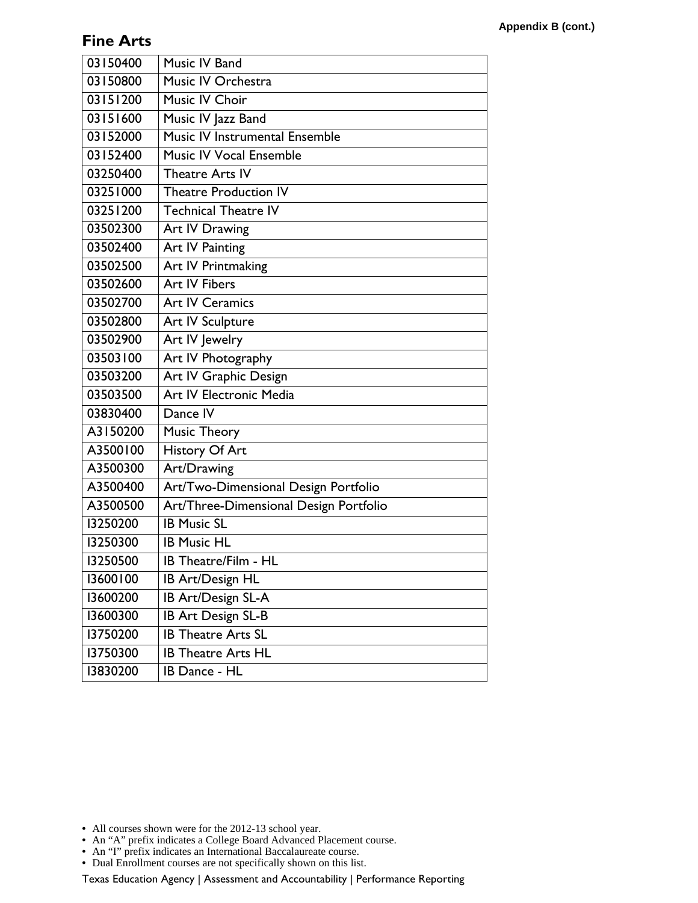Appendix B (cont.)

## Fine Arts

| | |
|---|---|
| 03150400 | Music IV Band |
| 03150800 | Music IV Orchestra |
| 03151200 | Music IV Choir |
| 03151600 | Music IV Jazz Band |
| 03152000 | Music IV Instrumental Ensemble |
| 03152400 | Music IV Vocal Ensemble |
| 03250400 | Theatre Arts IV |
| 03251000 | Theatre Production IV |
| 03251200 | Technical Theatre IV |
| 03502300 | Art IV Drawing |
| 03502400 | Art IV Painting |
| 03502500 | Art IV Printmaking |
| 03502600 | Art IV Fibers |
| 03502700 | Art IV Ceramics |
| 03502800 | Art IV Sculpture |
| 03502900 | Art IV Jewelry |
| 03503100 | Art IV Photography |
| 03503200 | Art IV Graphic Design |
| 03503500 | Art IV Electronic Media |
| 03830400 | Dance IV |
| A3150200 | Music Theory |
| A3500100 | History Of Art |
| A3500300 | Art/Drawing |
| A3500400 | Art/Two-Dimensional Design Portfolio |
| A3500500 | Art/Three-Dimensional Design Portfolio |
| I3250200 | IB Music SL |
| I3250300 | IB Music HL |
| I3250500 | IB Theatre/Film - HL |
| I3600100 | IB Art/Design HL |
| I3600200 | IB Art/Design SL-A |
| I3600300 | IB Art Design SL-B |
| I3750200 | IB Theatre Arts SL |
| I3750300 | IB Theatre Arts HL |
| I3830200 | IB Dance - HL |

- All courses shown were for the 2012-13 school year.
- An “A” prefix indicates a College Board Advanced Placement course.
- An “I” prefix indicates an International Baccalaureate course.
- Dual Enrollment courses are not specifically shown on this list.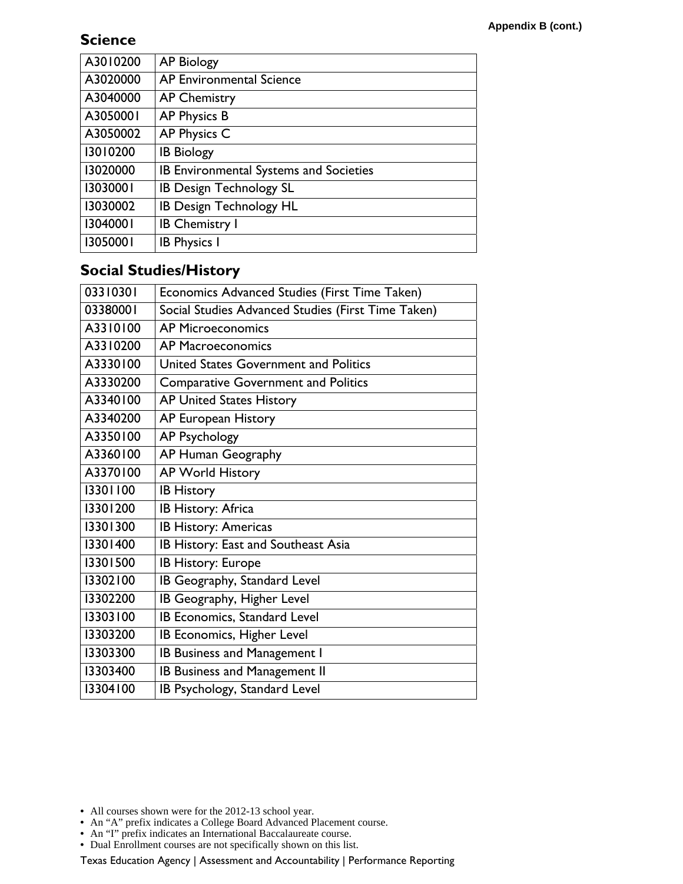Appendix B (cont.)

## Science

| | |
|---|---|
| A3010200 | AP Biology |
| A3020000 | AP Environmental Science |
| A3040000 | AP Chemistry |
| A3050001 | AP Physics B |
| A3050002 | AP Physics C |
| I3010200 | IB Biology |
| I3020000 | IB Environmental Systems and Societies |
| I3030001 | IB Design Technology SL |
| I3030002 | IB Design Technology HL |
| I3040001 | IB Chemistry I |
| I3050001 | IB Physics I |

## Social Studies/History

| | |
|---|---|
| 03310301 | Economics Advanced Studies (First Time Taken) |
| 03380001 | Social Studies Advanced Studies (First Time Taken) |
| A3310100 | AP Microeconomics |
| A3310200 | AP Macroeconomics |
| A3330100 | United States Government and Politics |
| A3330200 | Comparative Government and Politics |
| A3340100 | AP United States History |
| A3340200 | AP European History |
| A3350100 | AP Psychology |
| A3360100 | AP Human Geography |
| A3370100 | AP World History |
| I3301100 | IB History |
| I3301200 | IB History: Africa |
| I3301300 | IB History: Americas |
| I3301400 | IB History: East and Southeast Asia |
| I3301500 | IB History: Europe |
| I3302100 | IB Geography, Standard Level |
| I3302200 | IB Geography, Higher Level |
| I3303100 | IB Economics, Standard Level |
| I3303200 | IB Economics, Higher Level |
| I3303300 | IB Business and Management I |
| I3303400 | IB Business and Management II |
| I3304100 | IB Psychology, Standard Level |

- All courses shown were for the 2012-13 school year.
- An “A” prefix indicates a College Board Advanced Placement course.
- An “I” prefix indicates an International Baccalaureate course.
- Dual Enrollment courses are not specifically shown on this list.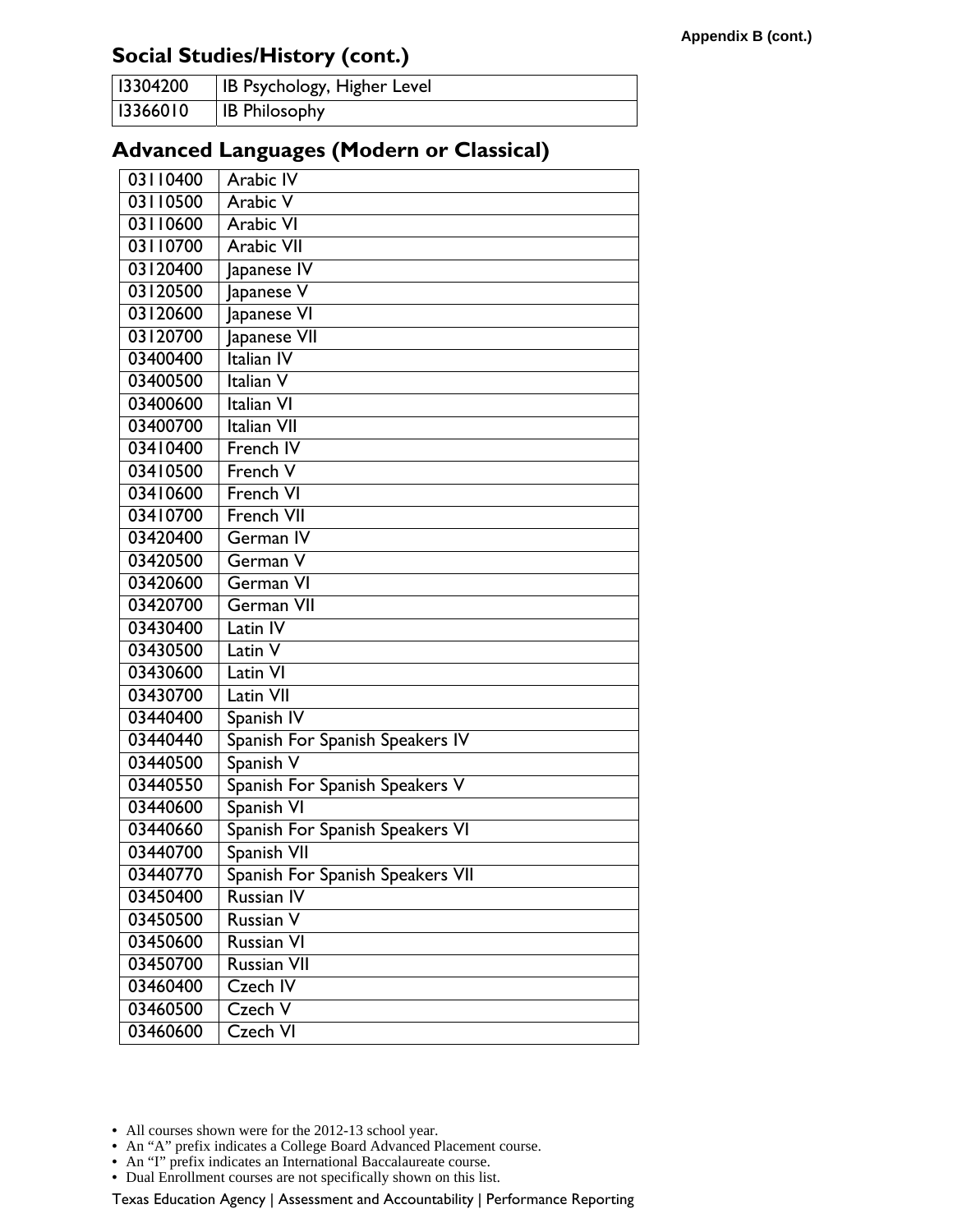## Social Studies/History (cont.)

| | |
|---|---|
| I3304200 | IB Psychology, Higher Level |
| I3366010 | IB Philosophy |

## Advanced Languages (Modern or Classical)

| | |
|---|---|
| 03110400 | Arabic IV |
| 03110500 | Arabic V |
| 03110600 | Arabic VI |
| 03110700 | Arabic VII |
| 03120400 | Japanese IV |
| 03120500 | Japanese V |
| 03120600 | Japanese VI |
| 03120700 | Japanese VII |
| 03400400 | Italian IV |
| 03400500 | Italian V |
| 03400600 | Italian VI |
| 03400700 | Italian VII |
| 03410400 | French IV |
| 03410500 | French V |
| 03410600 | French VI |
| 03410700 | French VII |
| 03420400 | German IV |
| 03420500 | German V |
| 03420600 | German VI |
| 03420700 | German VII |
| 03430400 | Latin IV |
| 03430500 | Latin V |
| 03430600 | Latin VI |
| 03430700 | Latin VII |
| 03440400 | Spanish IV |
| 03440440 | Spanish For Spanish Speakers IV |
| 03440500 | Spanish V |
| 03440550 | Spanish For Spanish Speakers V |
| 03440600 | Spanish VI |
| 03440660 | Spanish For Spanish Speakers VI |
| 03440700 | Spanish VII |
| 03440770 | Spanish For Spanish Speakers VII |
| 03450400 | Russian IV |
| 03450500 | Russian V |
| 03450600 | Russian VI |
| 03450700 | Russian VII |
| 03460400 | Czech IV |
| 03460500 | Czech V |
| 03460600 | Czech VI |

- All courses shown were for the 2012-13 school year.
- An "A" prefix indicates a College Board Advanced Placement course.
- An "I" prefix indicates an International Baccalaureate course.
- Dual Enrollment courses are not specifically shown on this list.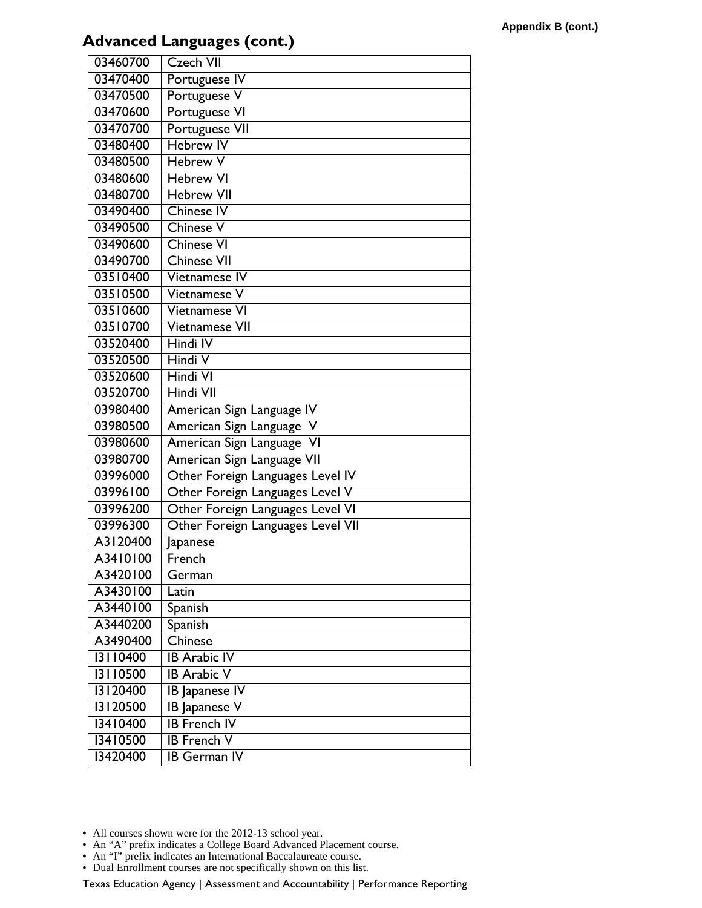## Advanced Languages (cont.)

| | |
|---|---|
| 03460700 | Czech VII |
| 03470400 | Portuguese IV |
| 03470500 | Portuguese V |
| 03470600 | Portuguese VI |
| 03470700 | Portuguese VII |
| 03480400 | Hebrew IV |
| 03480500 | Hebrew V |
| 03480600 | Hebrew VI |
| 03480700 | Hebrew VII |
| 03490400 | Chinese IV |
| 03490500 | Chinese V |
| 03490600 | Chinese VI |
| 03490700 | Chinese VII |
| 03510400 | Vietnamese IV |
| 03510500 | Vietnamese V |
| 03510600 | Vietnamese VI |
| 03510700 | Vietnamese VII |
| 03520400 | Hindi IV |
| 03520500 | Hindi V |
| 03520600 | Hindi VI |
| 03520700 | Hindi VII |
| 03980400 | American Sign Language IV |
| 03980500 | American Sign Language V |
| 03980600 | American Sign Language VI |
| 03980700 | American Sign Language VII |
| 03996000 | Other Foreign Languages Level IV |
| 03996100 | Other Foreign Languages Level V |
| 03996200 | Other Foreign Languages Level VI |
| 03996300 | Other Foreign Languages Level VII |
| A3120400 | Japanese |
| A3410100 | French |
| A3420100 | German |
| A3430100 | Latin |
| A3440100 | Spanish |
| A3440200 | Spanish |
| A3490400 | Chinese |
| I3110400 | IB Arabic IV |
| I3110500 | IB Arabic V |
| I3120400 | IB Japanese IV |
| I3120500 | IB Japanese V |
| I3410400 | IB French IV |
| I3410500 | IB French V |
| I3420400 | IB German IV |

- All courses shown were for the 2012-13 school year.
- An "A" prefix indicates a College Board Advanced Placement course.
- An "I" prefix indicates an International Baccalaureate course.
- Dual Enrollment courses are not specifically shown on this list.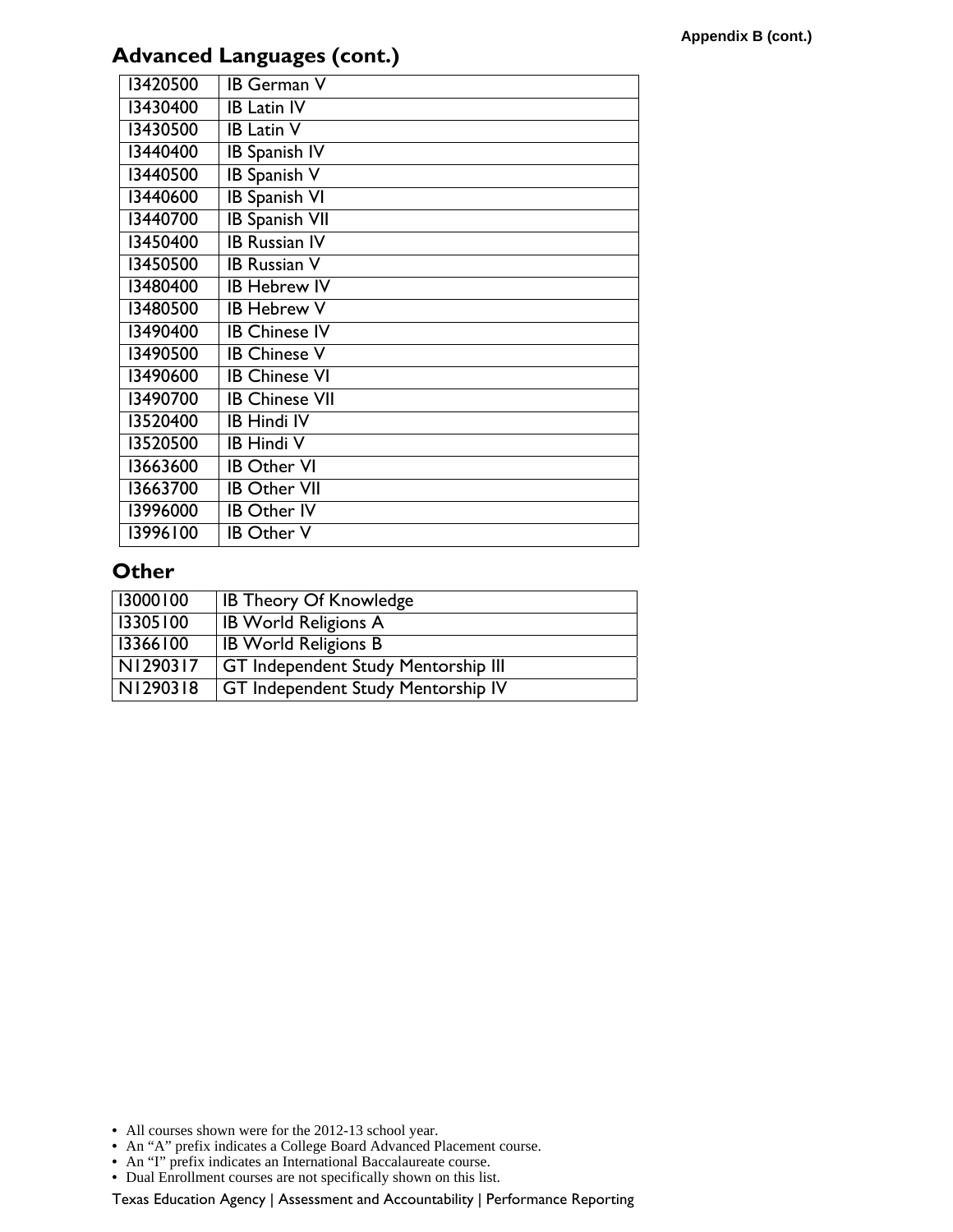## Advanced Languages (cont.)

| | |
|---|---|
| I3420500 | IB German V |
| I3430400 | IB Latin IV |
| I3430500 | IB Latin V |
| I3440400 | IB Spanish IV |
| I3440500 | IB Spanish V |
| I3440600 | IB Spanish VI |
| I3440700 | IB Spanish VII |
| I3450400 | IB Russian IV |
| I3450500 | IB Russian V |
| I3480400 | IB Hebrew IV |
| I3480500 | IB Hebrew V |
| I3490400 | IB Chinese IV |
| I3490500 | IB Chinese V |
| I3490600 | IB Chinese VI |
| I3490700 | IB Chinese VII |
| I3520400 | IB Hindi IV |
| I3520500 | IB Hindi V |
| I3663600 | IB Other VI |
| I3663700 | IB Other VII |
| I3996000 | IB Other IV |
| I3996100 | IB Other V |

## Other

| | |
|---|---|
| I3000100 | IB Theory Of Knowledge |
| I3305100 | IB World Religions A |
| I3366100 | IB World Religions B |
| N1290317 | GT Independent Study Mentorship III |
| N1290318 | GT Independent Study Mentorship IV |

- All courses shown were for the 2012-13 school year.
- An "A" prefix indicates a College Board Advanced Placement course.
- An "I" prefix indicates an International Baccalaureate course.
- Dual Enrollment courses are not specifically shown on this list.